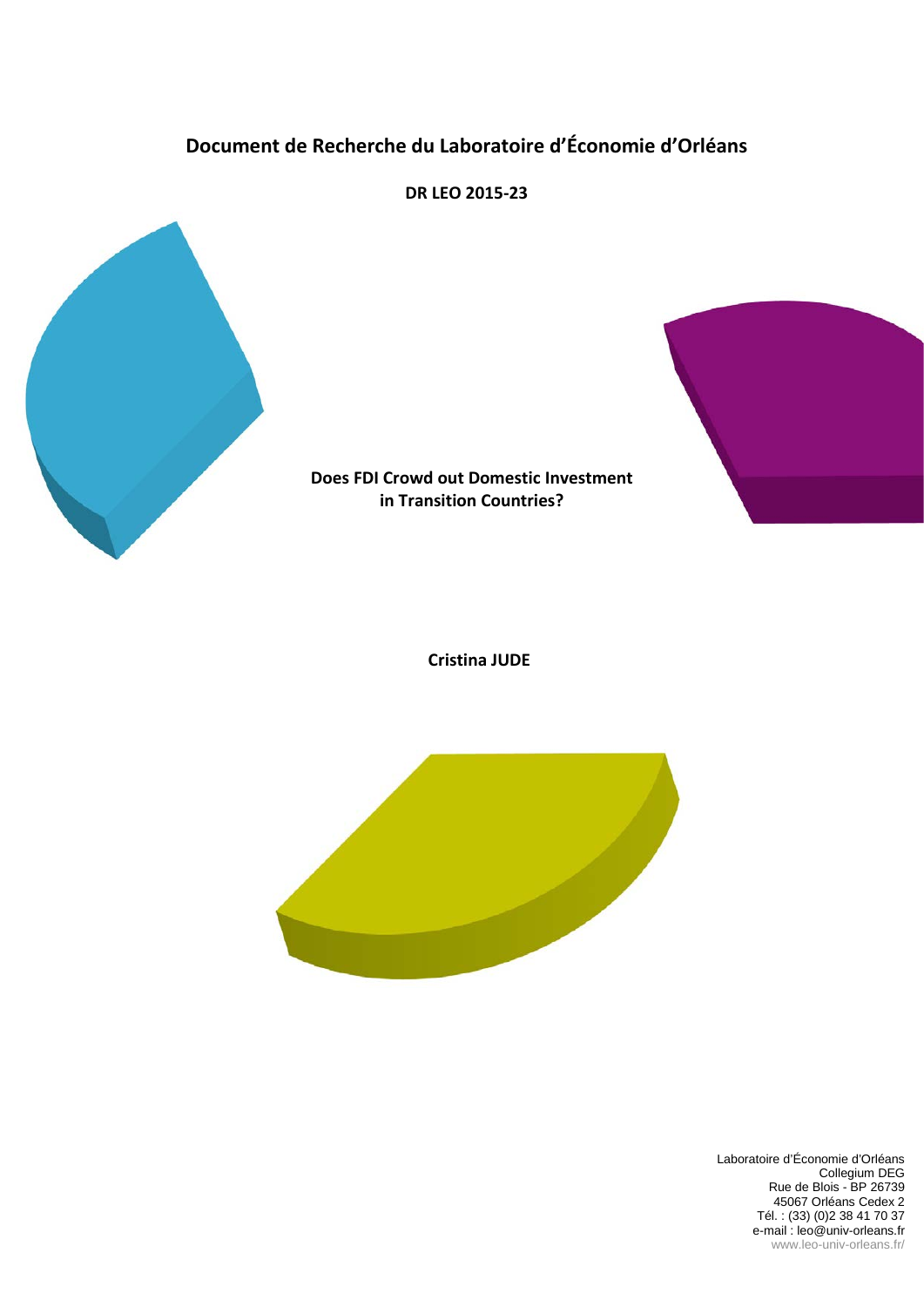# Document de Recherche du Laboratoire d'Économie d'Orléans

**DR LEO 2015-23**

**Does FDI Crowd out Domestic Investment in Transition Countries?**

**Cristina JUDE**

Laboratoire d'Économie d'Orléans
Collegium DEG
Rue de Blois - BP 26739
45067 Orléans Cedex 2
Tél. : (33) (0)2 38 41 70 37
e-mail : leo@univ-orleans.fr
www.leo-univ-orleans.fr/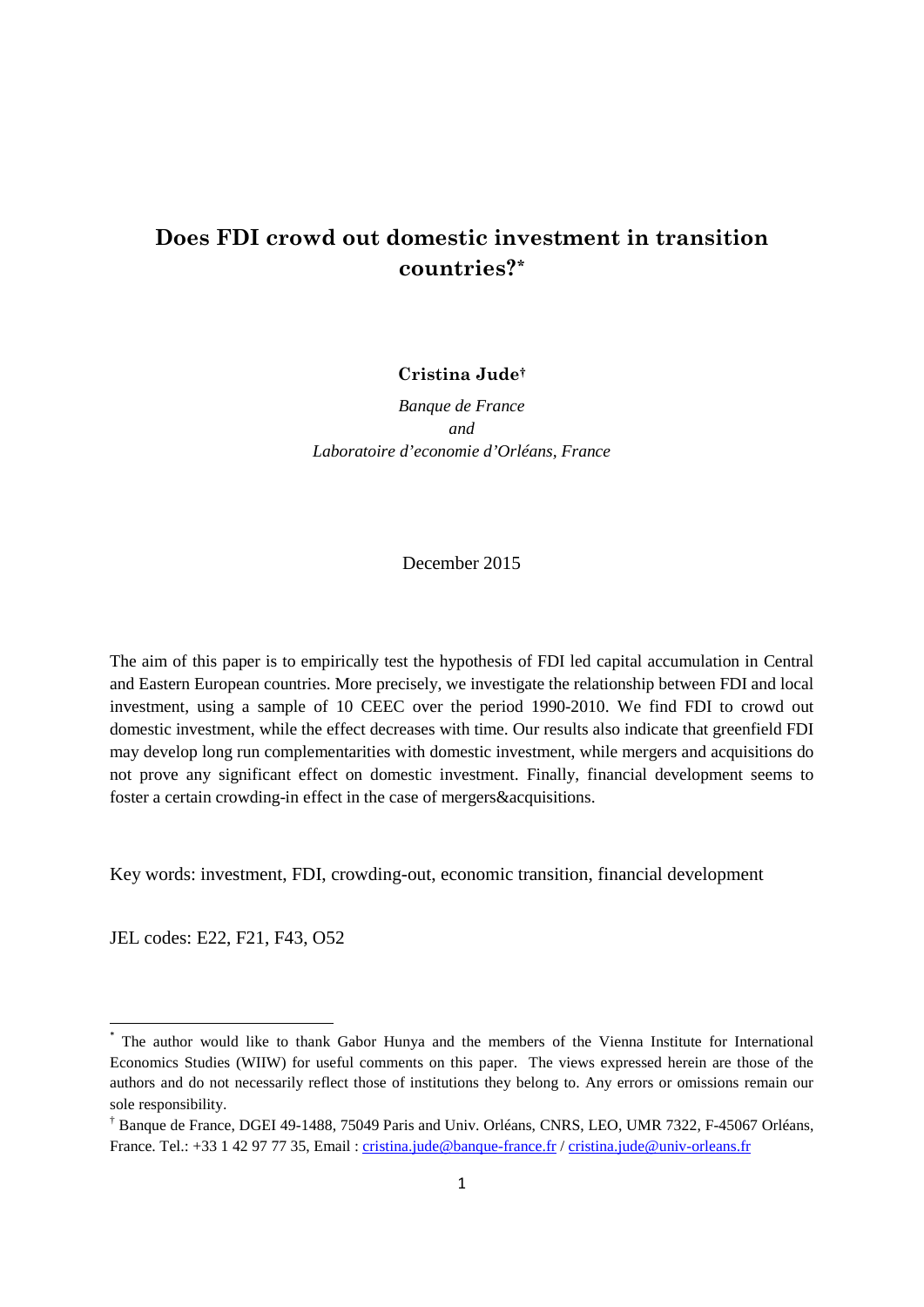# Does FDI crowd out domestic investment in transition countries?*

**Cristina Jude†**

*Banque de France*
*and*
*Laboratoire d'economie d'Orléans, France*

December 2015

The aim of this paper is to empirically test the hypothesis of FDI led capital accumulation in Central and Eastern European countries. More precisely, we investigate the relationship between FDI and local investment, using a sample of 10 CEEC over the period 1990-2010. We find FDI to crowd out domestic investment, while the effect decreases with time. Our results also indicate that greenfield FDI may develop long run complementarities with domestic investment, while mergers and acquisitions do not prove any significant effect on domestic investment. Finally, financial development seems to foster a certain crowding-in effect in the case of mergers&acquisitions.

Key words: investment, FDI, crowding-out, economic transition, financial development

JEL codes: E22, F21, F43, O52

---

* The author would like to thank Gabor Hunya and the members of the Vienna Institute for International Economics Studies (WIIW) for useful comments on this paper. The views expressed herein are those of the authors and do not necessarily reflect those of institutions they belong to. Any errors or omissions remain our sole responsibility.

† Banque de France, DGEI 49-1488, 75049 Paris and Univ. Orléans, CNRS, LEO, UMR 7322, F-45067 Orléans, France. Tel.: +33 1 42 97 77 35, Email : cristina.jude@banque-france.fr / cristina.jude@univ-orleans.fr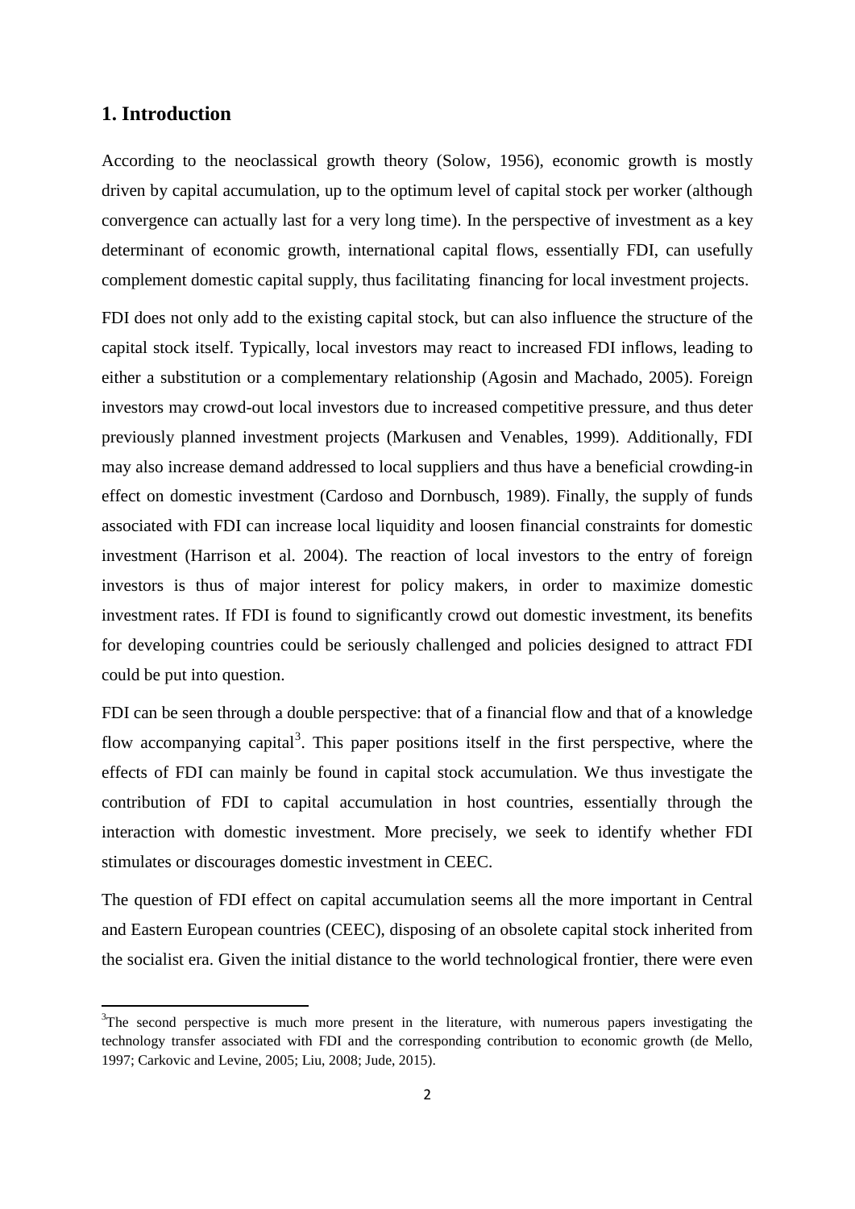## 1. Introduction

According to the neoclassical growth theory (Solow, 1956), economic growth is mostly driven by capital accumulation, up to the optimum level of capital stock per worker (although convergence can actually last for a very long time). In the perspective of investment as a key determinant of economic growth, international capital flows, essentially FDI, can usefully complement domestic capital supply, thus facilitating financing for local investment projects.

FDI does not only add to the existing capital stock, but can also influence the structure of the capital stock itself. Typically, local investors may react to increased FDI inflows, leading to either a substitution or a complementary relationship (Agosin and Machado, 2005). Foreign investors may crowd-out local investors due to increased competitive pressure, and thus deter previously planned investment projects (Markusen and Venables, 1999). Additionally, FDI may also increase demand addressed to local suppliers and thus have a beneficial crowding-in effect on domestic investment (Cardoso and Dornbusch, 1989). Finally, the supply of funds associated with FDI can increase local liquidity and loosen financial constraints for domestic investment (Harrison et al. 2004). The reaction of local investors to the entry of foreign investors is thus of major interest for policy makers, in order to maximize domestic investment rates. If FDI is found to significantly crowd out domestic investment, its benefits for developing countries could be seriously challenged and policies designed to attract FDI could be put into question.

FDI can be seen through a double perspective: that of a financial flow and that of a knowledge flow accompanying capital[3]. This paper positions itself in the first perspective, where the effects of FDI can mainly be found in capital stock accumulation. We thus investigate the contribution of FDI to capital accumulation in host countries, essentially through the interaction with domestic investment. More precisely, we seek to identify whether FDI stimulates or discourages domestic investment in CEEC.

The question of FDI effect on capital accumulation seems all the more important in Central and Eastern European countries (CEEC), disposing of an obsolete capital stock inherited from the socialist era. Given the initial distance to the world technological frontier, there were even

[3]The second perspective is much more present in the literature, with numerous papers investigating the technology transfer associated with FDI and the corresponding contribution to economic growth (de Mello, 1997; Carkovic and Levine, 2005; Liu, 2008; Jude, 2015).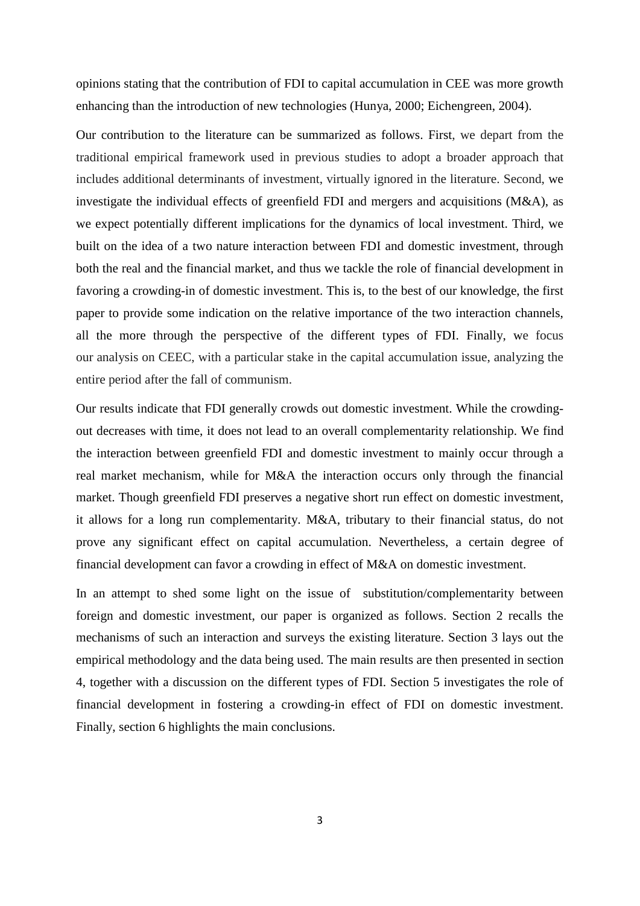opinions stating that the contribution of FDI to capital accumulation in CEE was more growth enhancing than the introduction of new technologies (Hunya, 2000; Eichengreen, 2004).

Our contribution to the literature can be summarized as follows. First, we depart from the traditional empirical framework used in previous studies to adopt a broader approach that includes additional determinants of investment, virtually ignored in the literature. Second, we investigate the individual effects of greenfield FDI and mergers and acquisitions (M&A), as we expect potentially different implications for the dynamics of local investment. Third, we built on the idea of a two nature interaction between FDI and domestic investment, through both the real and the financial market, and thus we tackle the role of financial development in favoring a crowding-in of domestic investment. This is, to the best of our knowledge, the first paper to provide some indication on the relative importance of the two interaction channels, all the more through the perspective of the different types of FDI. Finally, we focus our analysis on CEEC, with a particular stake in the capital accumulation issue, analyzing the entire period after the fall of communism.

Our results indicate that FDI generally crowds out domestic investment. While the crowding-out decreases with time, it does not lead to an overall complementarity relationship. We find the interaction between greenfield FDI and domestic investment to mainly occur through a real market mechanism, while for M&A the interaction occurs only through the financial market. Though greenfield FDI preserves a negative short run effect on domestic investment, it allows for a long run complementarity. M&A, tributary to their financial status, do not prove any significant effect on capital accumulation. Nevertheless, a certain degree of financial development can favor a crowding in effect of M&A on domestic investment.

In an attempt to shed some light on the issue of substitution/complementarity between foreign and domestic investment, our paper is organized as follows. Section 2 recalls the mechanisms of such an interaction and surveys the existing literature. Section 3 lays out the empirical methodology and the data being used. The main results are then presented in section 4, together with a discussion on the different types of FDI. Section 5 investigates the role of financial development in fostering a crowding-in effect of FDI on domestic investment. Finally, section 6 highlights the main conclusions.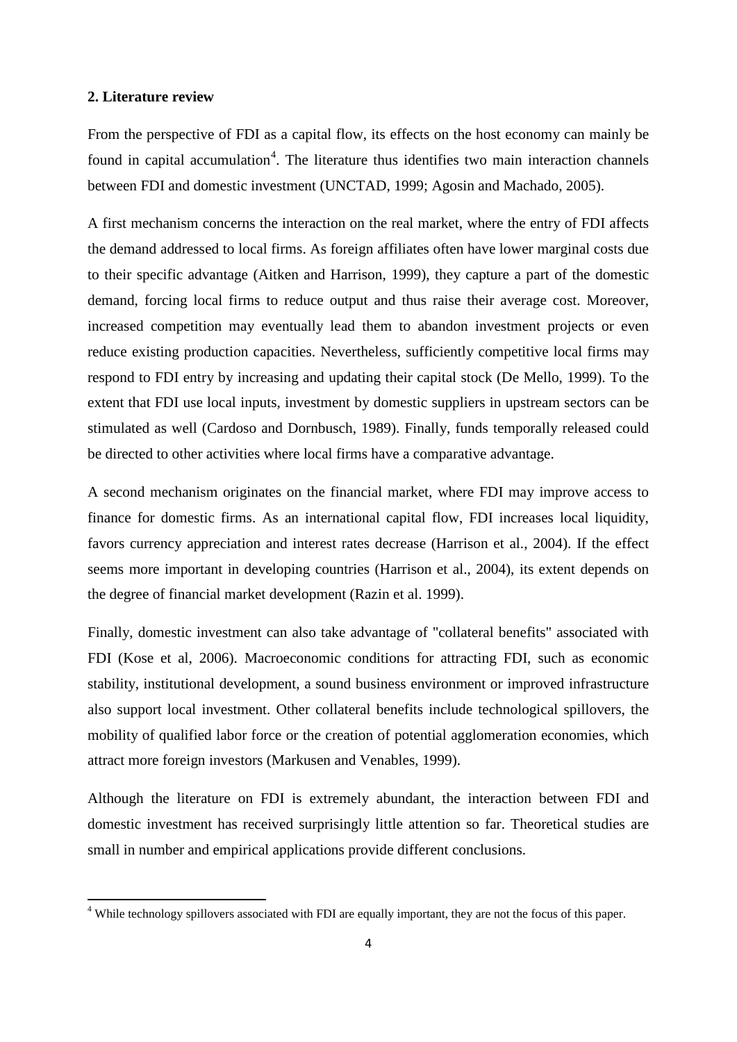## 2. Literature review

From the perspective of FDI as a capital flow, its effects on the host economy can mainly be found in capital accumulation[4]. The literature thus identifies two main interaction channels between FDI and domestic investment (UNCTAD, 1999; Agosin and Machado, 2005).

A first mechanism concerns the interaction on the real market, where the entry of FDI affects the demand addressed to local firms. As foreign affiliates often have lower marginal costs due to their specific advantage (Aitken and Harrison, 1999), they capture a part of the domestic demand, forcing local firms to reduce output and thus raise their average cost. Moreover, increased competition may eventually lead them to abandon investment projects or even reduce existing production capacities. Nevertheless, sufficiently competitive local firms may respond to FDI entry by increasing and updating their capital stock (De Mello, 1999). To the extent that FDI use local inputs, investment by domestic suppliers in upstream sectors can be stimulated as well (Cardoso and Dornbusch, 1989). Finally, funds temporally released could be directed to other activities where local firms have a comparative advantage.

A second mechanism originates on the financial market, where FDI may improve access to finance for domestic firms. As an international capital flow, FDI increases local liquidity, favors currency appreciation and interest rates decrease (Harrison et al., 2004). If the effect seems more important in developing countries (Harrison et al., 2004), its extent depends on the degree of financial market development (Razin et al. 1999).

Finally, domestic investment can also take advantage of "collateral benefits" associated with FDI (Kose et al, 2006). Macroeconomic conditions for attracting FDI, such as economic stability, institutional development, a sound business environment or improved infrastructure also support local investment. Other collateral benefits include technological spillovers, the mobility of qualified labor force or the creation of potential agglomeration economies, which attract more foreign investors (Markusen and Venables, 1999).

Although the literature on FDI is extremely abundant, the interaction between FDI and domestic investment has received surprisingly little attention so far. Theoretical studies are small in number and empirical applications provide different conclusions.

---

[4] While technology spillovers associated with FDI are equally important, they are not the focus of this paper.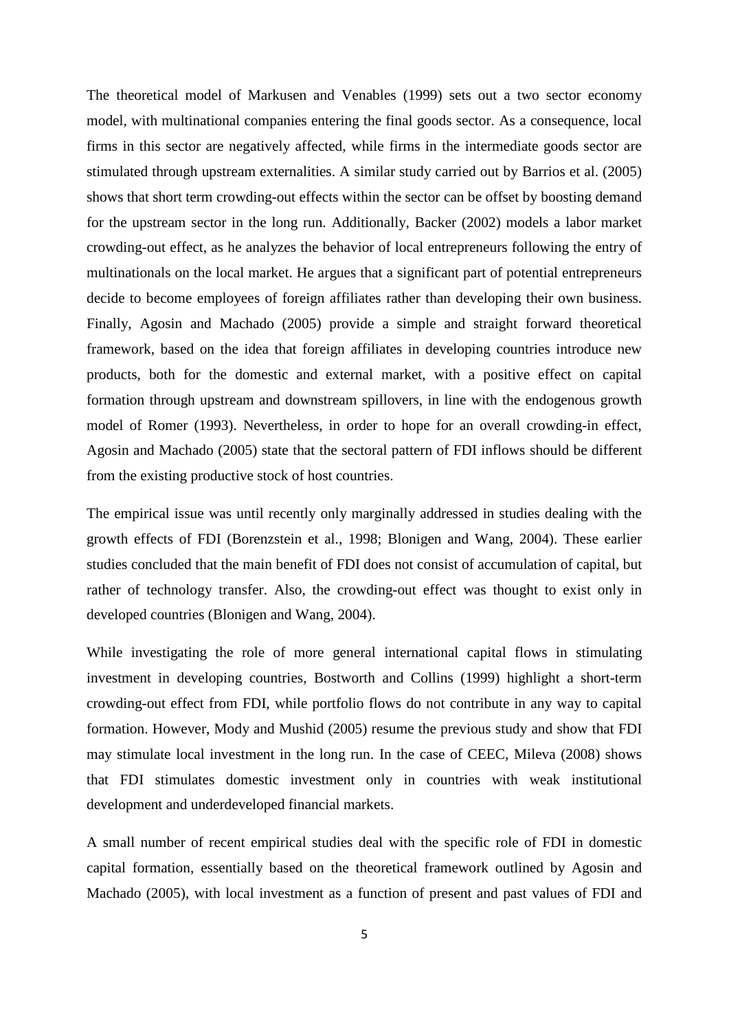The theoretical model of Markusen and Venables (1999) sets out a two sector economy model, with multinational companies entering the final goods sector. As a consequence, local firms in this sector are negatively affected, while firms in the intermediate goods sector are stimulated through upstream externalities. A similar study carried out by Barrios et al. (2005) shows that short term crowding-out effects within the sector can be offset by boosting demand for the upstream sector in the long run. Additionally, Backer (2002) models a labor market crowding-out effect, as he analyzes the behavior of local entrepreneurs following the entry of multinationals on the local market. He argues that a significant part of potential entrepreneurs decide to become employees of foreign affiliates rather than developing their own business. Finally, Agosin and Machado (2005) provide a simple and straight forward theoretical framework, based on the idea that foreign affiliates in developing countries introduce new products, both for the domestic and external market, with a positive effect on capital formation through upstream and downstream spillovers, in line with the endogenous growth model of Romer (1993). Nevertheless, in order to hope for an overall crowding-in effect, Agosin and Machado (2005) state that the sectoral pattern of FDI inflows should be different from the existing productive stock of host countries.

The empirical issue was until recently only marginally addressed in studies dealing with the growth effects of FDI (Borenzstein et al., 1998; Blonigen and Wang, 2004). These earlier studies concluded that the main benefit of FDI does not consist of accumulation of capital, but rather of technology transfer. Also, the crowding-out effect was thought to exist only in developed countries (Blonigen and Wang, 2004).

While investigating the role of more general international capital flows in stimulating investment in developing countries, Bostworth and Collins (1999) highlight a short-term crowding-out effect from FDI, while portfolio flows do not contribute in any way to capital formation. However, Mody and Mushid (2005) resume the previous study and show that FDI may stimulate local investment in the long run. In the case of CEEC, Mileva (2008) shows that FDI stimulates domestic investment only in countries with weak institutional development and underdeveloped financial markets.

A small number of recent empirical studies deal with the specific role of FDI in domestic capital formation, essentially based on the theoretical framework outlined by Agosin and Machado (2005), with local investment as a function of present and past values of FDI and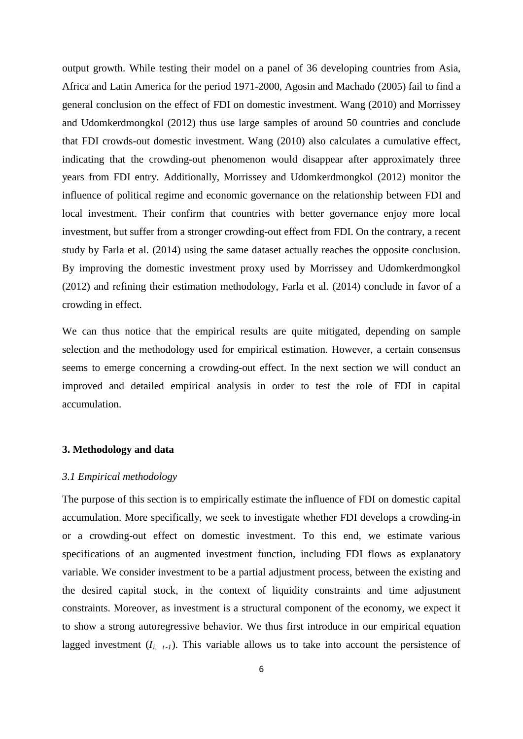output growth. While testing their model on a panel of 36 developing countries from Asia, Africa and Latin America for the period 1971-2000, Agosin and Machado (2005) fail to find a general conclusion on the effect of FDI on domestic investment. Wang (2010) and Morrissey and Udomkerdmongkol (2012) thus use large samples of around 50 countries and conclude that FDI crowds-out domestic investment. Wang (2010) also calculates a cumulative effect, indicating that the crowding-out phenomenon would disappear after approximately three years from FDI entry. Additionally, Morrissey and Udomkerdmongkol (2012) monitor the influence of political regime and economic governance on the relationship between FDI and local investment. Their confirm that countries with better governance enjoy more local investment, but suffer from a stronger crowding-out effect from FDI. On the contrary, a recent study by Farla et al. (2014) using the same dataset actually reaches the opposite conclusion. By improving the domestic investment proxy used by Morrissey and Udomkerdmongkol (2012) and refining their estimation methodology, Farla et al. (2014) conclude in favor of a crowding in effect.

We can thus notice that the empirical results are quite mitigated, depending on sample selection and the methodology used for empirical estimation. However, a certain consensus seems to emerge concerning a crowding-out effect. In the next section we will conduct an improved and detailed empirical analysis in order to test the role of FDI in capital accumulation.

## 3. Methodology and data

### *3.1 Empirical methodology*

The purpose of this section is to empirically estimate the influence of FDI on domestic capital accumulation. More specifically, we seek to investigate whether FDI develops a crowding-in or a crowding-out effect on domestic investment. To this end, we estimate various specifications of an augmented investment function, including FDI flows as explanatory variable. We consider investment to be a partial adjustment process, between the existing and the desired capital stock, in the context of liquidity constraints and time adjustment constraints. Moreover, as investment is a structural component of the economy, we expect it to show a strong autoregressive behavior. We thus first introduce in our empirical equation lagged investment ($I_{i,\ t-1}$). This variable allows us to take into account the persistence of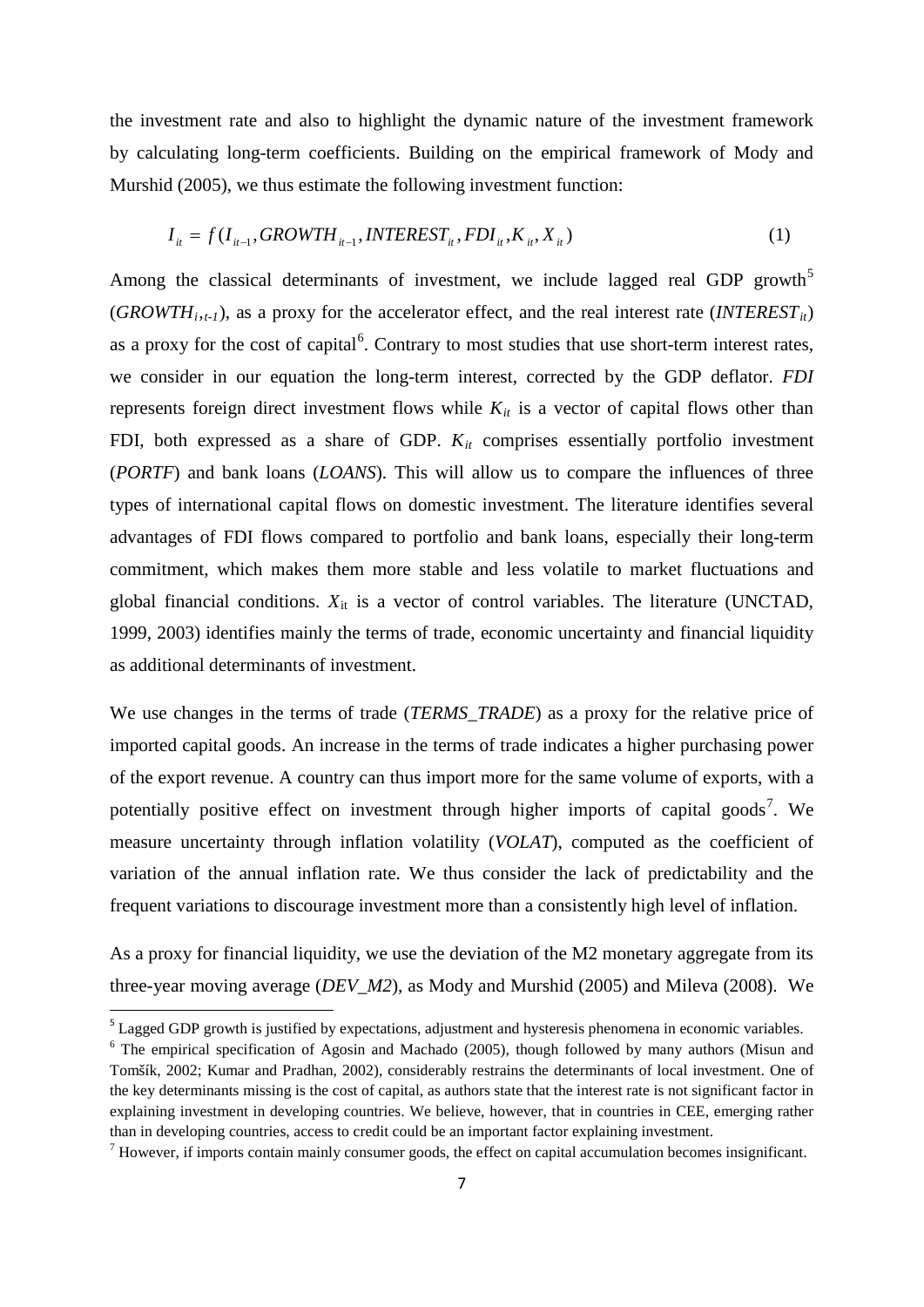the investment rate and also to highlight the dynamic nature of the investment framework by calculating long-term coefficients. Building on the empirical framework of Mody and Murshid (2005), we thus estimate the following investment function:

$$I_{it} = f(I_{it-1}, GROWTH_{it-1}, INTEREST_{it}, FDI_{it}, K_{it}, X_{it}) \tag{1}$$

Among the classical determinants of investment, we include lagged real GDP growth[5] ($GROWTH_{i,t-1}$), as a proxy for the accelerator effect, and the real interest rate ($INTEREST_{it}$) as a proxy for the cost of capital[6]. Contrary to most studies that use short-term interest rates, we consider in our equation the long-term interest, corrected by the GDP deflator. *FDI* represents foreign direct investment flows while $K_{it}$ is a vector of capital flows other than FDI, both expressed as a share of GDP. $K_{it}$ comprises essentially portfolio investment (*PORTF*) and bank loans (*LOANS*). This will allow us to compare the influences of three types of international capital flows on domestic investment. The literature identifies several advantages of FDI flows compared to portfolio and bank loans, especially their long-term commitment, which makes them more stable and less volatile to market fluctuations and global financial conditions. $X_{it}$ is a vector of control variables. The literature (UNCTAD, 1999, 2003) identifies mainly the terms of trade, economic uncertainty and financial liquidity as additional determinants of investment.

We use changes in the terms of trade (*TERMS_TRADE*) as a proxy for the relative price of imported capital goods. An increase in the terms of trade indicates a higher purchasing power of the export revenue. A country can thus import more for the same volume of exports, with a potentially positive effect on investment through higher imports of capital goods[7]. We measure uncertainty through inflation volatility (*VOLAT*), computed as the coefficient of variation of the annual inflation rate. We thus consider the lack of predictability and the frequent variations to discourage investment more than a consistently high level of inflation.

As a proxy for financial liquidity, we use the deviation of the M2 monetary aggregate from its three-year moving average (*DEV_M2*), as Mody and Murshid (2005) and Mileva (2008). We

---

[5] Lagged GDP growth is justified by expectations, adjustment and hysteresis phenomena in economic variables.

[6] The empirical specification of Agosin and Machado (2005), though followed by many authors (Misun and Tomšík, 2002; Kumar and Pradhan, 2002), considerably restrains the determinants of local investment. One of the key determinants missing is the cost of capital, as authors state that the interest rate is not significant factor in explaining investment in developing countries. We believe, however, that in countries in CEE, emerging rather than in developing countries, access to credit could be an important factor explaining investment.

[7] However, if imports contain mainly consumer goods, the effect on capital accumulation becomes insignificant.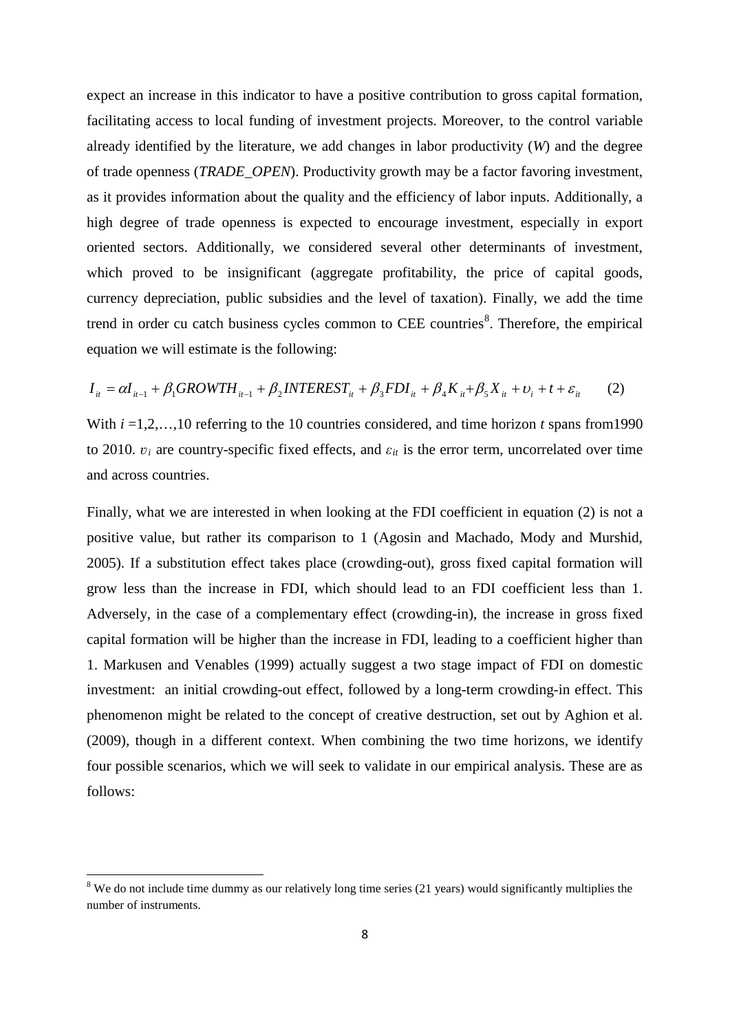expect an increase in this indicator to have a positive contribution to gross capital formation, facilitating access to local funding of investment projects. Moreover, to the control variable already identified by the literature, we add changes in labor productivity (*W*) and the degree of trade openness (*TRADE_OPEN*). Productivity growth may be a factor favoring investment, as it provides information about the quality and the efficiency of labor inputs. Additionally, a high degree of trade openness is expected to encourage investment, especially in export oriented sectors. Additionally, we considered several other determinants of investment, which proved to be insignificant (aggregate profitability, the price of capital goods, currency depreciation, public subsidies and the level of taxation). Finally, we add the time trend in order cu catch business cycles common to CEE countries[8]. Therefore, the empirical equation we will estimate is the following:

$$I_{it} = \alpha I_{it-1} + \beta_1 GROWTH_{it-1} + \beta_2 INTEREST_{it} + \beta_3 FDI_{it} + \beta_4 K_{it} + \beta_5 X_{it} + \upsilon_i + t + \varepsilon_{it} \qquad (2)$$

With $i$ =1,2,…,10 referring to the 10 countries considered, and time horizon $t$ spans from1990 to 2010. $\upsilon_i$ are country-specific fixed effects, and $\varepsilon_{it}$ is the error term, uncorrelated over time and across countries.

Finally, what we are interested in when looking at the FDI coefficient in equation (2) is not a positive value, but rather its comparison to 1 (Agosin and Machado, Mody and Murshid, 2005). If a substitution effect takes place (crowding-out), gross fixed capital formation will grow less than the increase in FDI, which should lead to an FDI coefficient less than 1. Adversely, in the case of a complementary effect (crowding-in), the increase in gross fixed capital formation will be higher than the increase in FDI, leading to a coefficient higher than 1. Markusen and Venables (1999) actually suggest a two stage impact of FDI on domestic investment: an initial crowding-out effect, followed by a long-term crowding-in effect. This phenomenon might be related to the concept of creative destruction, set out by Aghion et al. (2009), though in a different context. When combining the two time horizons, we identify four possible scenarios, which we will seek to validate in our empirical analysis. These are as follows:

---

[8] We do not include time dummy as our relatively long time series (21 years) would significantly multiplies the number of instruments.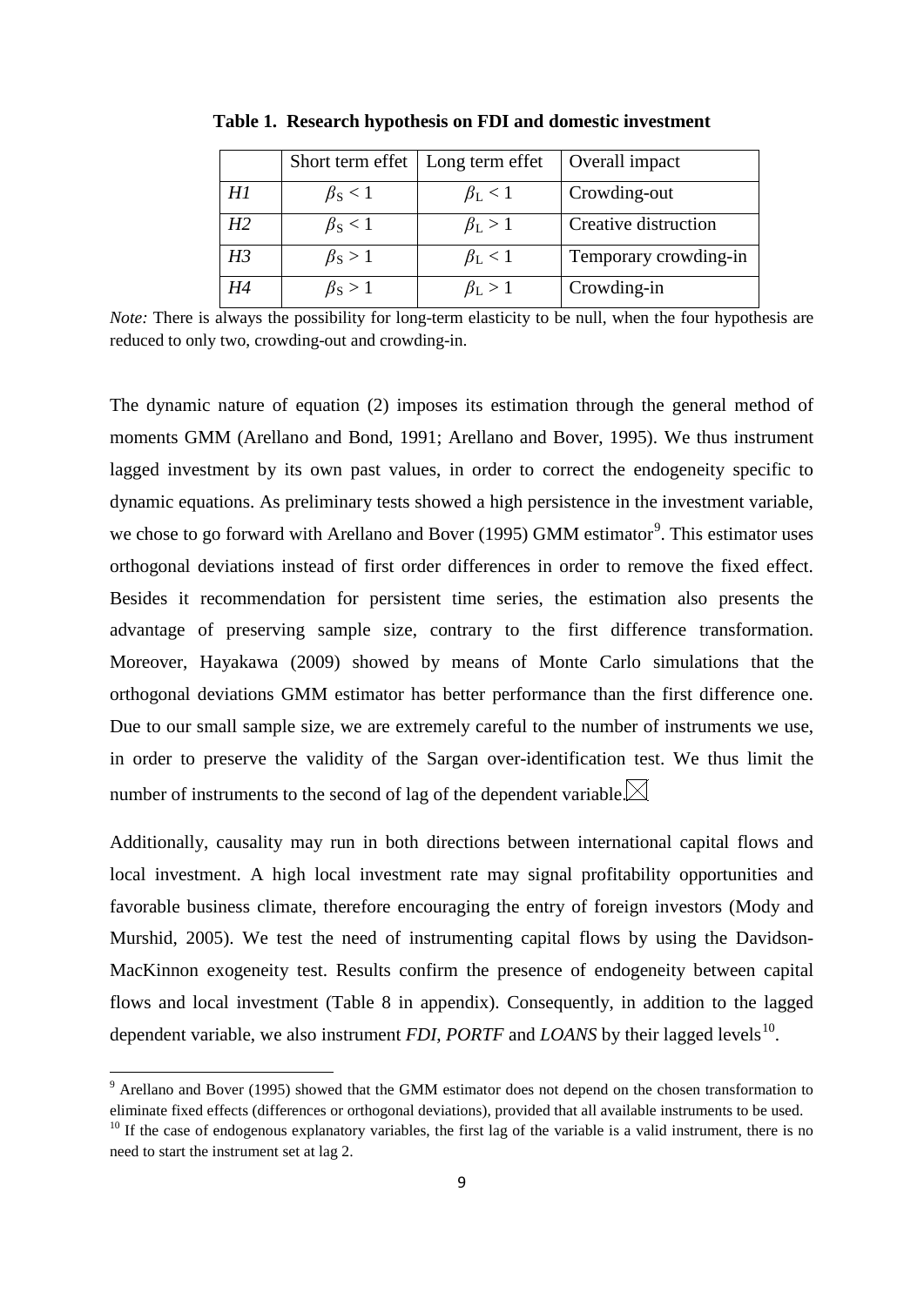**Table 1. Research hypothesis on FDI and domestic investment**

| | Short term effet | Long term effet | Overall impact |
|---|---|---|---|
| *H1* | $\beta_S < 1$ | $\beta_L < 1$ | Crowding-out |
| *H2* | $\beta_S < 1$ | $\beta_L > 1$ | Creative distruction |
| *H3* | $\beta_S > 1$ | $\beta_L < 1$ | Temporary crowding-in |
| *H4* | $\beta_S > 1$ | $\beta_L > 1$ | Crowding-in |

*Note:* There is always the possibility for long-term elasticity to be null, when the four hypothesis are reduced to only two, crowding-out and crowding-in.

The dynamic nature of equation (2) imposes its estimation through the general method of moments GMM (Arellano and Bond, 1991; Arellano and Bover, 1995). We thus instrument lagged investment by its own past values, in order to correct the endogeneity specific to dynamic equations. As preliminary tests showed a high persistence in the investment variable, we chose to go forward with Arellano and Bover (1995) GMM estimator[9]. This estimator uses orthogonal deviations instead of first order differences in order to remove the fixed effect. Besides it recommendation for persistent time series, the estimation also presents the advantage of preserving sample size, contrary to the first difference transformation. Moreover, Hayakawa (2009) showed by means of Monte Carlo simulations that the orthogonal deviations GMM estimator has better performance than the first difference one. Due to our small sample size, we are extremely careful to the number of instruments we use, in order to preserve the validity of the Sargan over-identification test. We thus limit the number of instruments to the second of lag of the dependent variable.

Additionally, causality may run in both directions between international capital flows and local investment. A high local investment rate may signal profitability opportunities and favorable business climate, therefore encouraging the entry of foreign investors (Mody and Murshid, 2005). We test the need of instrumenting capital flows by using the Davidson-MacKinnon exogeneity test. Results confirm the presence of endogeneity between capital flows and local investment (Table 8 in appendix). Consequently, in addition to the lagged dependent variable, we also instrument *FDI*, *PORTF* and *LOANS* by their lagged levels[10].

[9] Arellano and Bover (1995) showed that the GMM estimator does not depend on the chosen transformation to eliminate fixed effects (differences or orthogonal deviations), provided that all available instruments to be used.

[10] If the case of endogenous explanatory variables, the first lag of the variable is a valid instrument, there is no need to start the instrument set at lag 2.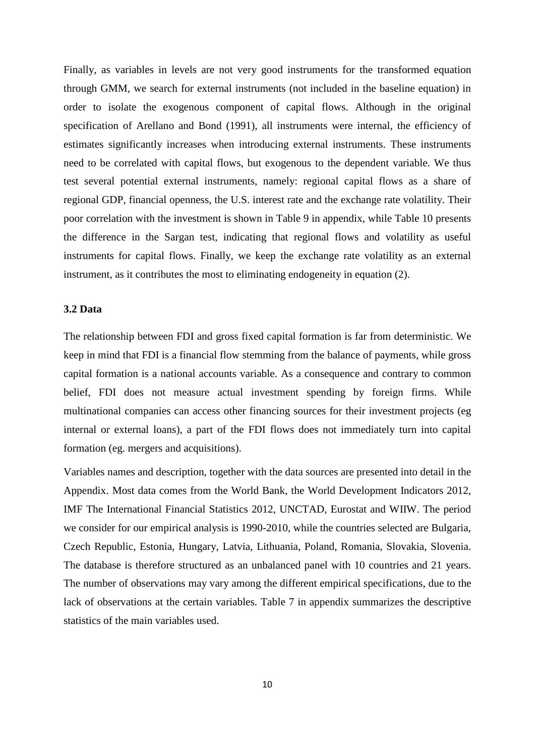Finally, as variables in levels are not very good instruments for the transformed equation through GMM, we search for external instruments (not included in the baseline equation) in order to isolate the exogenous component of capital flows. Although in the original specification of Arellano and Bond (1991), all instruments were internal, the efficiency of estimates significantly increases when introducing external instruments. These instruments need to be correlated with capital flows, but exogenous to the dependent variable. We thus test several potential external instruments, namely: regional capital flows as a share of regional GDP, financial openness, the U.S. interest rate and the exchange rate volatility. Their poor correlation with the investment is shown in Table 9 in appendix, while Table 10 presents the difference in the Sargan test, indicating that regional flows and volatility as useful instruments for capital flows. Finally, we keep the exchange rate volatility as an external instrument, as it contributes the most to eliminating endogeneity in equation (2).

### 3.2 Data

The relationship between FDI and gross fixed capital formation is far from deterministic. We keep in mind that FDI is a financial flow stemming from the balance of payments, while gross capital formation is a national accounts variable. As a consequence and contrary to common belief, FDI does not measure actual investment spending by foreign firms. While multinational companies can access other financing sources for their investment projects (eg internal or external loans), a part of the FDI flows does not immediately turn into capital formation (eg. mergers and acquisitions).

Variables names and description, together with the data sources are presented into detail in the Appendix. Most data comes from the World Bank, the World Development Indicators 2012, IMF The International Financial Statistics 2012, UNCTAD, Eurostat and WIIW. The period we consider for our empirical analysis is 1990-2010, while the countries selected are Bulgaria, Czech Republic, Estonia, Hungary, Latvia, Lithuania, Poland, Romania, Slovakia, Slovenia. The database is therefore structured as an unbalanced panel with 10 countries and 21 years. The number of observations may vary among the different empirical specifications, due to the lack of observations at the certain variables. Table 7 in appendix summarizes the descriptive statistics of the main variables used.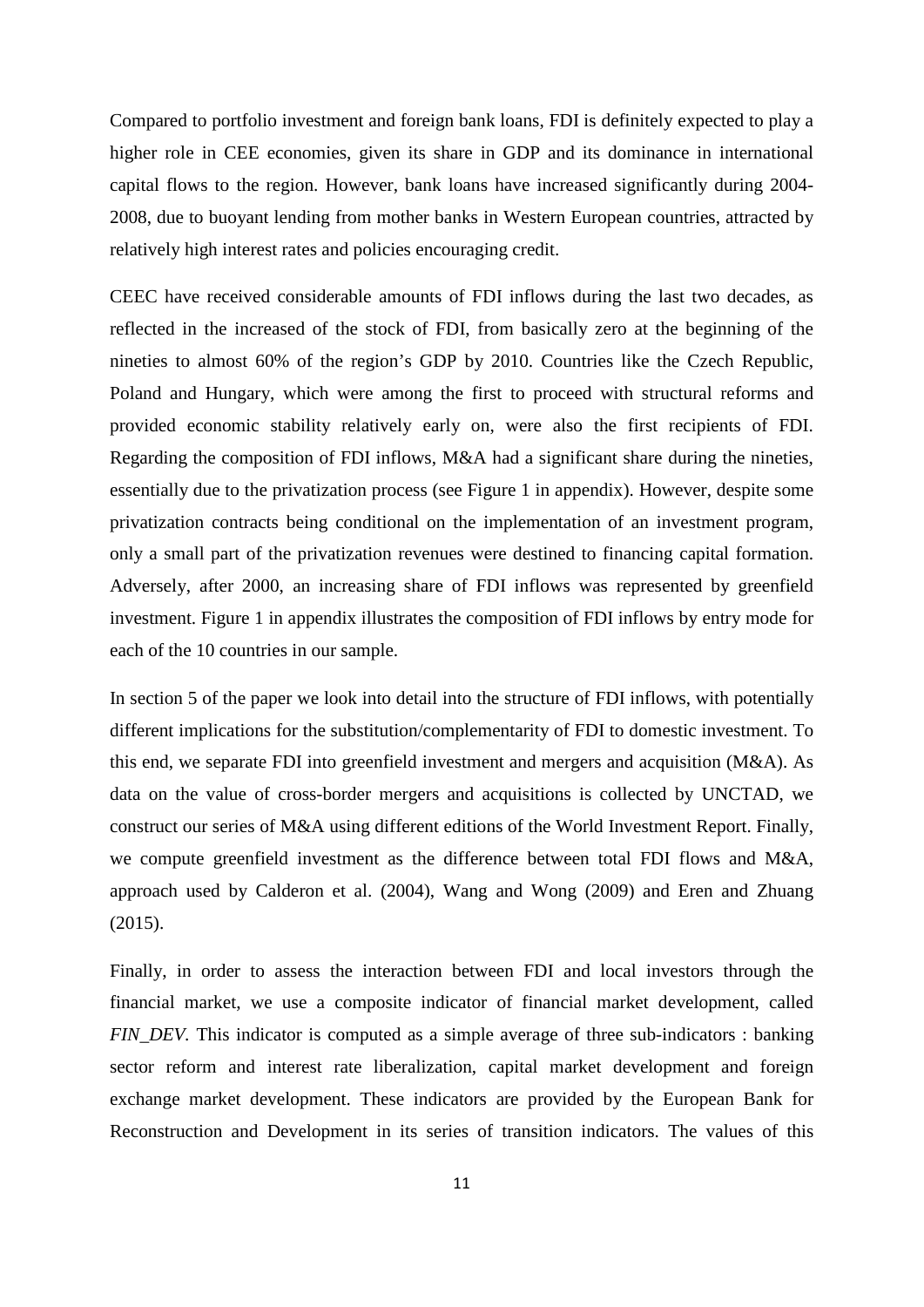Compared to portfolio investment and foreign bank loans, FDI is definitely expected to play a higher role in CEE economies, given its share in GDP and its dominance in international capital flows to the region. However, bank loans have increased significantly during 2004-2008, due to buoyant lending from mother banks in Western European countries, attracted by relatively high interest rates and policies encouraging credit.

CEEC have received considerable amounts of FDI inflows during the last two decades, as reflected in the increased of the stock of FDI, from basically zero at the beginning of the nineties to almost 60% of the region's GDP by 2010. Countries like the Czech Republic, Poland and Hungary, which were among the first to proceed with structural reforms and provided economic stability relatively early on, were also the first recipients of FDI. Regarding the composition of FDI inflows, M&A had a significant share during the nineties, essentially due to the privatization process (see Figure 1 in appendix). However, despite some privatization contracts being conditional on the implementation of an investment program, only a small part of the privatization revenues were destined to financing capital formation. Adversely, after 2000, an increasing share of FDI inflows was represented by greenfield investment. Figure 1 in appendix illustrates the composition of FDI inflows by entry mode for each of the 10 countries in our sample.

In section 5 of the paper we look into detail into the structure of FDI inflows, with potentially different implications for the substitution/complementarity of FDI to domestic investment. To this end, we separate FDI into greenfield investment and mergers and acquisition (M&A). As data on the value of cross-border mergers and acquisitions is collected by UNCTAD, we construct our series of M&A using different editions of the World Investment Report. Finally, we compute greenfield investment as the difference between total FDI flows and M&A, approach used by Calderon et al. (2004), Wang and Wong (2009) and Eren and Zhuang (2015).

Finally, in order to assess the interaction between FDI and local investors through the financial market, we use a composite indicator of financial market development, called *FIN_DEV*. This indicator is computed as a simple average of three sub-indicators : banking sector reform and interest rate liberalization, capital market development and foreign exchange market development. These indicators are provided by the European Bank for Reconstruction and Development in its series of transition indicators. The values of this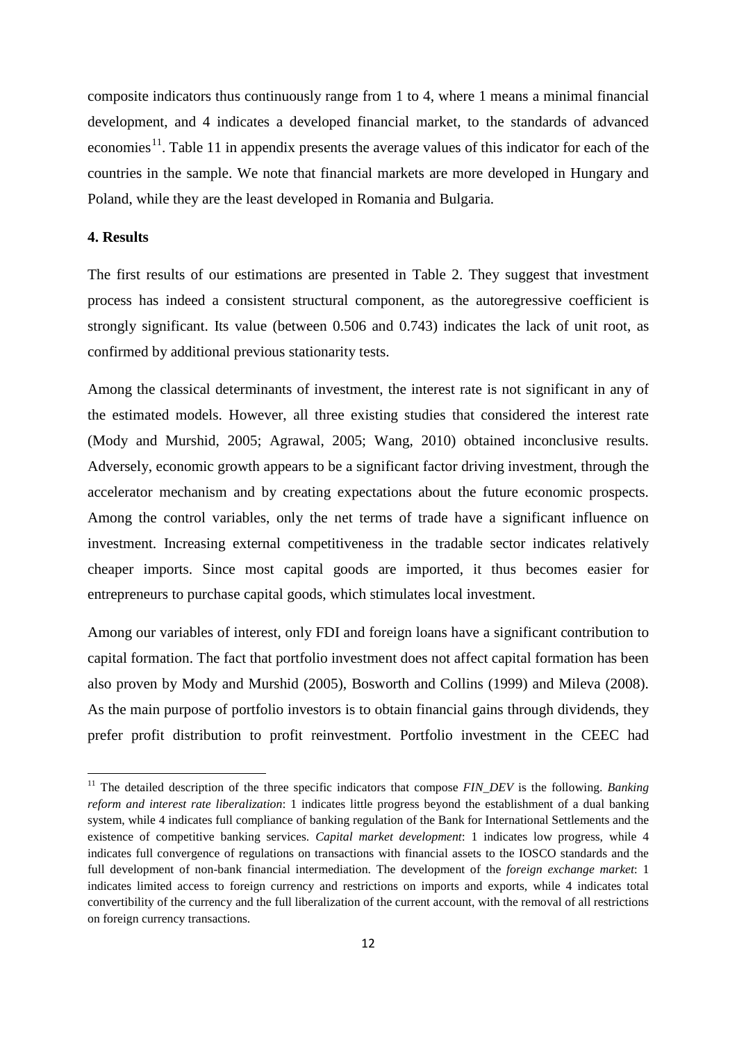composite indicators thus continuously range from 1 to 4, where 1 means a minimal financial development, and 4 indicates a developed financial market, to the standards of advanced economies[11]. Table 11 in appendix presents the average values of this indicator for each of the countries in the sample. We note that financial markets are more developed in Hungary and Poland, while they are the least developed in Romania and Bulgaria.

**4. Results**

The first results of our estimations are presented in Table 2. They suggest that investment process has indeed a consistent structural component, as the autoregressive coefficient is strongly significant. Its value (between 0.506 and 0.743) indicates the lack of unit root, as confirmed by additional previous stationarity tests.

Among the classical determinants of investment, the interest rate is not significant in any of the estimated models. However, all three existing studies that considered the interest rate (Mody and Murshid, 2005; Agrawal, 2005; Wang, 2010) obtained inconclusive results. Adversely, economic growth appears to be a significant factor driving investment, through the accelerator mechanism and by creating expectations about the future economic prospects. Among the control variables, only the net terms of trade have a significant influence on investment. Increasing external competitiveness in the tradable sector indicates relatively cheaper imports. Since most capital goods are imported, it thus becomes easier for entrepreneurs to purchase capital goods, which stimulates local investment.

Among our variables of interest, only FDI and foreign loans have a significant contribution to capital formation. The fact that portfolio investment does not affect capital formation has been also proven by Mody and Murshid (2005), Bosworth and Collins (1999) and Mileva (2008). As the main purpose of portfolio investors is to obtain financial gains through dividends, they prefer profit distribution to profit reinvestment. Portfolio investment in the CEEC had

[11] The detailed description of the three specific indicators that compose *FIN_DEV* is the following. *Banking reform and interest rate liberalization*: 1 indicates little progress beyond the establishment of a dual banking system, while 4 indicates full compliance of banking regulation of the Bank for International Settlements and the existence of competitive banking services. *Capital market development*: 1 indicates low progress, while 4 indicates full convergence of regulations on transactions with financial assets to the IOSCO standards and the full development of non-bank financial intermediation. The development of the *foreign exchange market*: 1 indicates limited access to foreign currency and restrictions on imports and exports, while 4 indicates total convertibility of the currency and the full liberalization of the current account, with the removal of all restrictions on foreign currency transactions.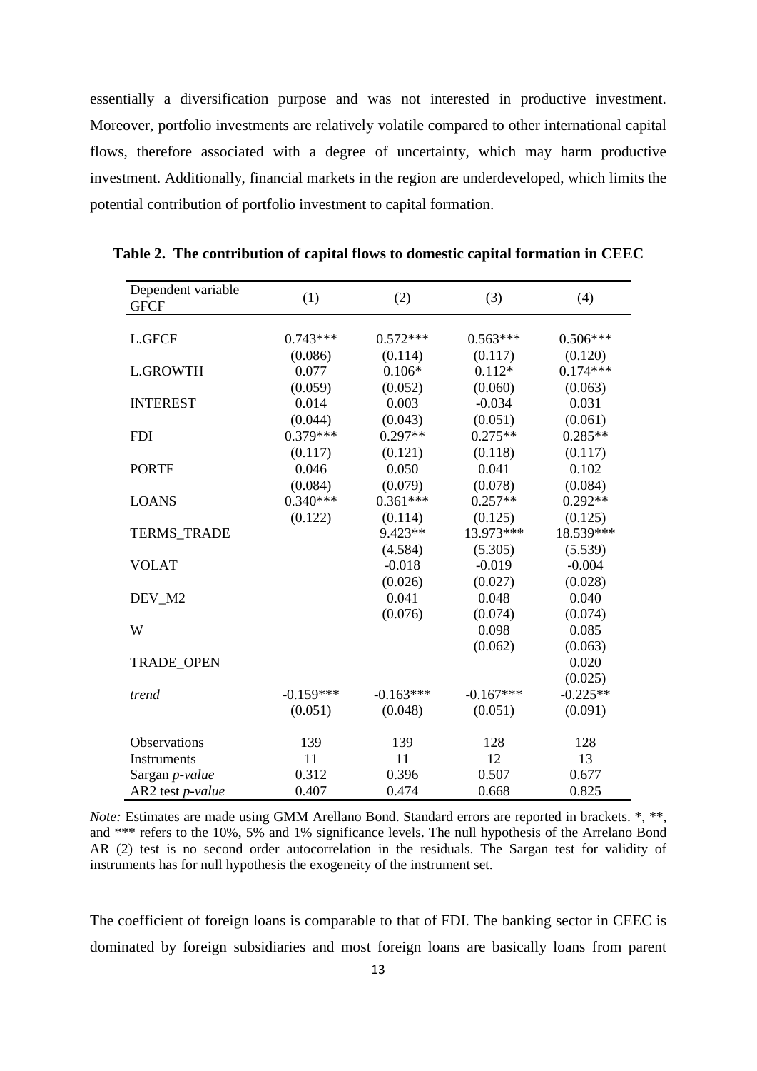essentially a diversification purpose and was not interested in productive investment. Moreover, portfolio investments are relatively volatile compared to other international capital flows, therefore associated with a degree of uncertainty, which may harm productive investment. Additionally, financial markets in the region are underdeveloped, which limits the potential contribution of portfolio investment to capital formation.

**Table 2. The contribution of capital flows to domestic capital formation in CEEC**

| Dependent variable GFCF | (1) | (2) | (3) | (4) |
|---|---|---|---|---|
| L.GFCF | 0.743*** | 0.572*** | 0.563*** | 0.506*** |
| | (0.086) | (0.114) | (0.117) | (0.120) |
| L.GROWTH | 0.077 | 0.106* | 0.112* | 0.174*** |
| | (0.059) | (0.052) | (0.060) | (0.063) |
| INTEREST | 0.014 | 0.003 | -0.034 | 0.031 |
| | (0.044) | (0.043) | (0.051) | (0.061) |
| FDI | 0.379*** | 0.297** | 0.275** | 0.285** |
| | (0.117) | (0.121) | (0.118) | (0.117) |
| PORTF | 0.046 | 0.050 | 0.041 | 0.102 |
| | (0.084) | (0.079) | (0.078) | (0.084) |
| LOANS | 0.340*** | 0.361*** | 0.257** | 0.292** |
| | (0.122) | (0.114) | (0.125) | (0.125) |
| TERMS_TRADE | | 9.423** | 13.973*** | 18.539*** |
| | | (4.584) | (5.305) | (5.539) |
| VOLAT | | -0.018 | -0.019 | -0.004 |
| | | (0.026) | (0.027) | (0.028) |
| DEV_M2 | | 0.041 | 0.048 | 0.040 |
| | | (0.076) | (0.074) | (0.074) |
| W | | | 0.098 | 0.085 |
| | | | (0.062) | (0.063) |
| TRADE_OPEN | | | | 0.020 |
| | | | | (0.025) |
| *trend* | -0.159*** | -0.163*** | -0.167*** | -0.225** |
| | (0.051) | (0.048) | (0.051) | (0.091) |
| Observations | 139 | 139 | 128 | 128 |
| Instruments | 11 | 11 | 12 | 13 |
| Sargan *p-value* | 0.312 | 0.396 | 0.507 | 0.677 |
| AR2 test *p-value* | 0.407 | 0.474 | 0.668 | 0.825 |

*Note:* Estimates are made using GMM Arellano Bond. Standard errors are reported in brackets. *, **, and *** refers to the 10%, 5% and 1% significance levels. The null hypothesis of the Arrelano Bond AR (2) test is no second order autocorrelation in the residuals. The Sargan test for validity of instruments has for null hypothesis the exogeneity of the instrument set.

The coefficient of foreign loans is comparable to that of FDI. The banking sector in CEEC is dominated by foreign subsidiaries and most foreign loans are basically loans from parent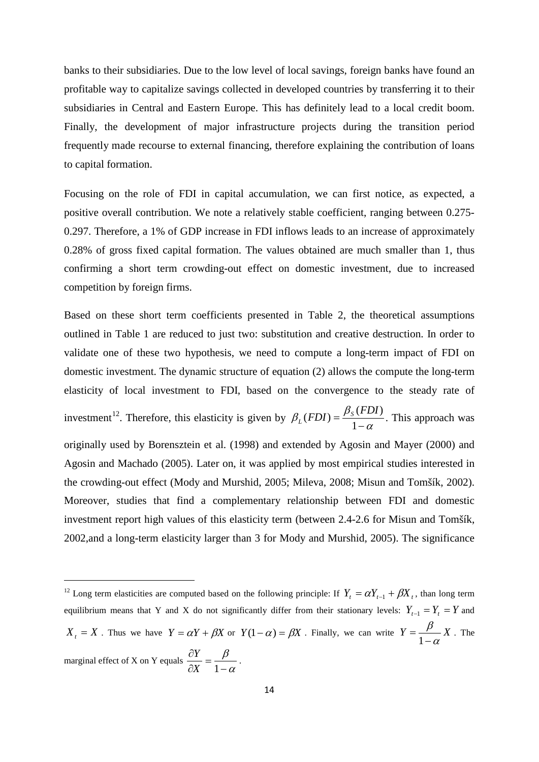banks to their subsidiaries. Due to the low level of local savings, foreign banks have found an profitable way to capitalize savings collected in developed countries by transferring it to their subsidiaries in Central and Eastern Europe. This has definitely lead to a local credit boom. Finally, the development of major infrastructure projects during the transition period frequently made recourse to external financing, therefore explaining the contribution of loans to capital formation.

Focusing on the role of FDI in capital accumulation, we can first notice, as expected, a positive overall contribution. We note a relatively stable coefficient, ranging between 0.275-0.297. Therefore, a 1% of GDP increase in FDI inflows leads to an increase of approximately 0.28% of gross fixed capital formation. The values obtained are much smaller than 1, thus confirming a short term crowding-out effect on domestic investment, due to increased competition by foreign firms.

Based on these short term coefficients presented in Table 2, the theoretical assumptions outlined in Table 1 are reduced to just two: substitution and creative destruction. In order to validate one of these two hypothesis, we need to compute a long-term impact of FDI on domestic investment. The dynamic structure of equation (2) allows the compute the long-term elasticity of local investment to FDI, based on the convergence to the steady rate of investment[12]. Therefore, this elasticity is given by $\beta_L(FDI) = \dfrac{\beta_S(FDI)}{1-\alpha}$. This approach was originally used by Borensztein et al. (1998) and extended by Agosin and Mayer (2000) and Agosin and Machado (2005). Later on, it was applied by most empirical studies interested in the crowding-out effect (Mody and Murshid, 2005; Mileva, 2008; Misun and Tomšík, 2002). Moreover, studies that find a complementary relationship between FDI and domestic investment report high values of this elasticity term (between 2.4-2.6 for Misun and Tomšík, 2002,and a long-term elasticity larger than 3 for Mody and Murshid, 2005). The significance

---

[12] Long term elasticities are computed based on the following principle: If $Y_t = \alpha Y_{t-1} + \beta X_t$, than long term equilibrium means that Y and X do not significantly differ from their stationary levels: $Y_{t-1} = Y_t = Y$ and $X_t = X$. Thus we have $Y = \alpha Y + \beta X$ or $Y(1-\alpha) = \beta X$. Finally, we can write $Y = \dfrac{\beta}{1-\alpha} X$. The marginal effect of X on Y equals $\dfrac{\partial Y}{\partial X} = \dfrac{\beta}{1-\alpha}$.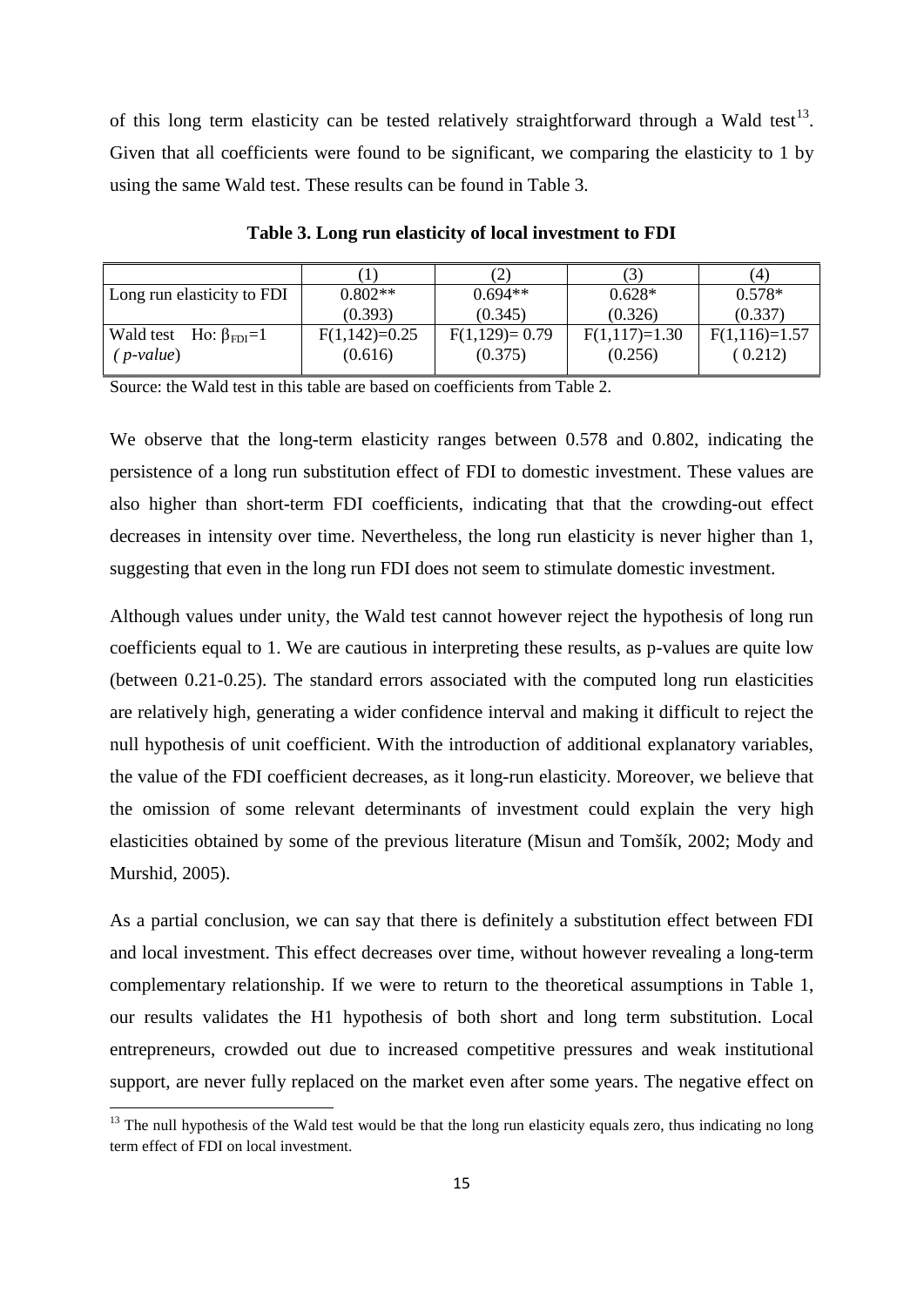of this long term elasticity can be tested relatively straightforward through a Wald test[13]. Given that all coefficients were found to be significant, we comparing the elasticity to 1 by using the same Wald test. These results can be found in Table 3.

**Table 3. Long run elasticity of local investment to FDI**

| | (1) | (2) | (3) | (4) |
|---|---|---|---|---|
| Long run elasticity to FDI | 0.802** (0.393) | 0.694** (0.345) | 0.628* (0.326) | 0.578* (0.337) |
| Wald test Ho: $\beta_{FDI}$=1 *( p-value*) | F(1,142)=0.25 (0.616) | F(1,129)= 0.79 (0.375) | F(1,117)=1.30 (0.256) | F(1,116)=1.57 ( 0.212) |

Source: the Wald test in this table are based on coefficients from Table 2.

We observe that the long-term elasticity ranges between 0.578 and 0.802, indicating the persistence of a long run substitution effect of FDI to domestic investment. These values are also higher than short-term FDI coefficients, indicating that that the crowding-out effect decreases in intensity over time. Nevertheless, the long run elasticity is never higher than 1, suggesting that even in the long run FDI does not seem to stimulate domestic investment.

Although values under unity, the Wald test cannot however reject the hypothesis of long run coefficients equal to 1. We are cautious in interpreting these results, as p-values are quite low (between 0.21-0.25). The standard errors associated with the computed long run elasticities are relatively high, generating a wider confidence interval and making it difficult to reject the null hypothesis of unit coefficient. With the introduction of additional explanatory variables, the value of the FDI coefficient decreases, as it long-run elasticity. Moreover, we believe that the omission of some relevant determinants of investment could explain the very high elasticities obtained by some of the previous literature (Misun and Tomšík, 2002; Mody and Murshid, 2005).

As a partial conclusion, we can say that there is definitely a substitution effect between FDI and local investment. This effect decreases over time, without however revealing a long-term complementary relationship. If we were to return to the theoretical assumptions in Table 1, our results validates the H1 hypothesis of both short and long term substitution. Local entrepreneurs, crowded out due to increased competitive pressures and weak institutional support, are never fully replaced on the market even after some years. The negative effect on

[13] The null hypothesis of the Wald test would be that the long run elasticity equals zero, thus indicating no long term effect of FDI on local investment.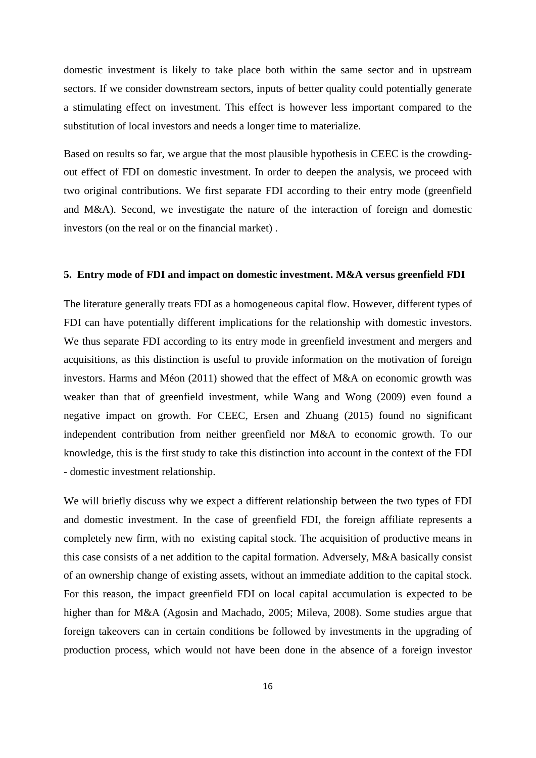domestic investment is likely to take place both within the same sector and in upstream sectors. If we consider downstream sectors, inputs of better quality could potentially generate a stimulating effect on investment. This effect is however less important compared to the substitution of local investors and needs a longer time to materialize.

Based on results so far, we argue that the most plausible hypothesis in CEEC is the crowding-out effect of FDI on domestic investment. In order to deepen the analysis, we proceed with two original contributions. We first separate FDI according to their entry mode (greenfield and M&A). Second, we investigate the nature of the interaction of foreign and domestic investors (on the real or on the financial market) .

## 5. Entry mode of FDI and impact on domestic investment. M&A versus greenfield FDI

The literature generally treats FDI as a homogeneous capital flow. However, different types of FDI can have potentially different implications for the relationship with domestic investors. We thus separate FDI according to its entry mode in greenfield investment and mergers and acquisitions, as this distinction is useful to provide information on the motivation of foreign investors. Harms and Méon (2011) showed that the effect of M&A on economic growth was weaker than that of greenfield investment, while Wang and Wong (2009) even found a negative impact on growth. For CEEC, Ersen and Zhuang (2015) found no significant independent contribution from neither greenfield nor M&A to economic growth. To our knowledge, this is the first study to take this distinction into account in the context of the FDI - domestic investment relationship.

We will briefly discuss why we expect a different relationship between the two types of FDI and domestic investment. In the case of greenfield FDI, the foreign affiliate represents a completely new firm, with no existing capital stock. The acquisition of productive means in this case consists of a net addition to the capital formation. Adversely, M&A basically consist of an ownership change of existing assets, without an immediate addition to the capital stock. For this reason, the impact greenfield FDI on local capital accumulation is expected to be higher than for M&A (Agosin and Machado, 2005; Mileva, 2008). Some studies argue that foreign takeovers can in certain conditions be followed by investments in the upgrading of production process, which would not have been done in the absence of a foreign investor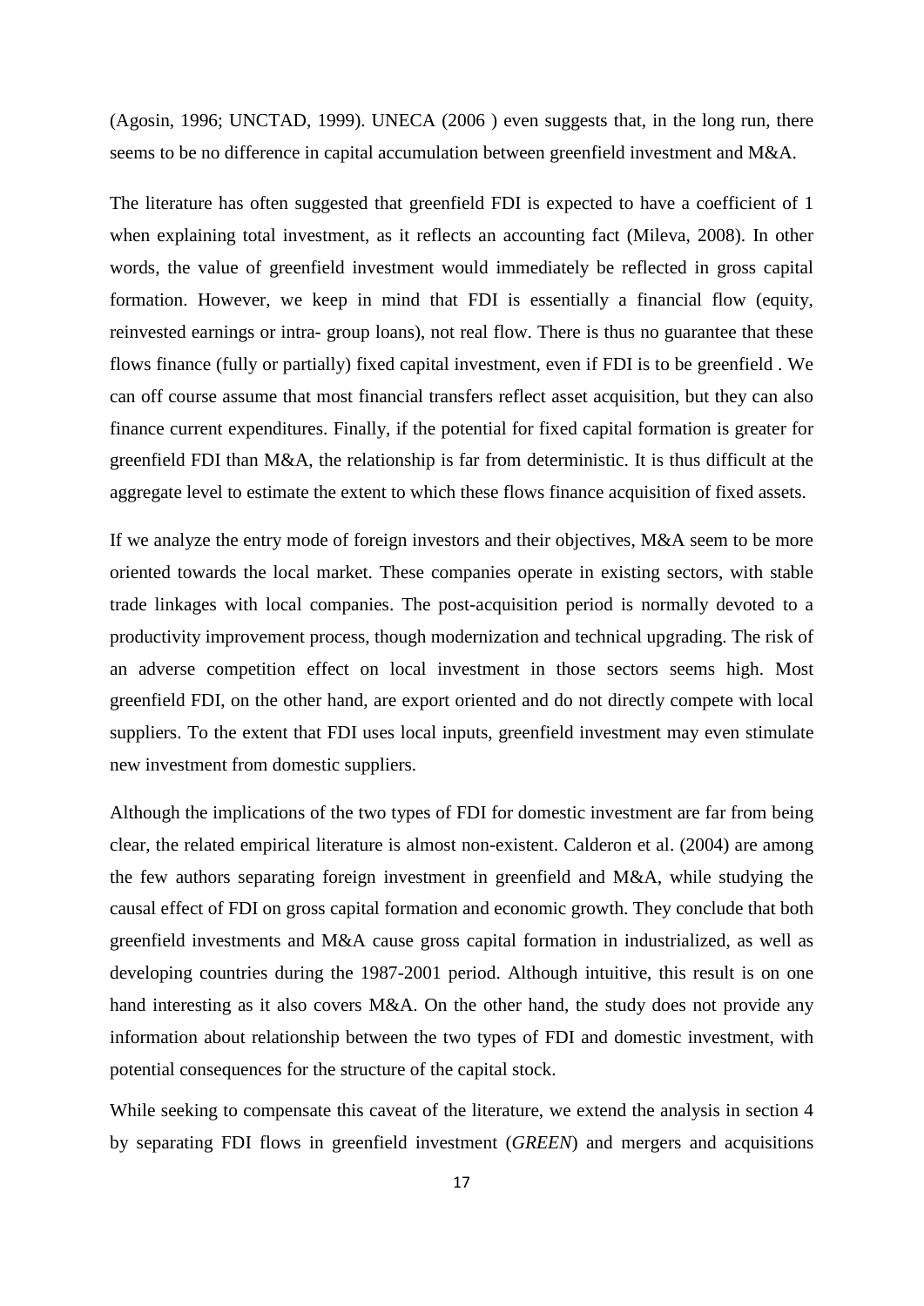(Agosin, 1996; UNCTAD, 1999). UNECA (2006 ) even suggests that, in the long run, there seems to be no difference in capital accumulation between greenfield investment and M&A.

The literature has often suggested that greenfield FDI is expected to have a coefficient of 1 when explaining total investment, as it reflects an accounting fact (Mileva, 2008). In other words, the value of greenfield investment would immediately be reflected in gross capital formation. However, we keep in mind that FDI is essentially a financial flow (equity, reinvested earnings or intra- group loans), not real flow. There is thus no guarantee that these flows finance (fully or partially) fixed capital investment, even if FDI is to be greenfield . We can off course assume that most financial transfers reflect asset acquisition, but they can also finance current expenditures. Finally, if the potential for fixed capital formation is greater for greenfield FDI than M&A, the relationship is far from deterministic. It is thus difficult at the aggregate level to estimate the extent to which these flows finance acquisition of fixed assets.

If we analyze the entry mode of foreign investors and their objectives, M&A seem to be more oriented towards the local market. These companies operate in existing sectors, with stable trade linkages with local companies. The post-acquisition period is normally devoted to a productivity improvement process, though modernization and technical upgrading. The risk of an adverse competition effect on local investment in those sectors seems high. Most greenfield FDI, on the other hand, are export oriented and do not directly compete with local suppliers. To the extent that FDI uses local inputs, greenfield investment may even stimulate new investment from domestic suppliers.

Although the implications of the two types of FDI for domestic investment are far from being clear, the related empirical literature is almost non-existent. Calderon et al. (2004) are among the few authors separating foreign investment in greenfield and M&A, while studying the causal effect of FDI on gross capital formation and economic growth. They conclude that both greenfield investments and M&A cause gross capital formation in industrialized, as well as developing countries during the 1987-2001 period. Although intuitive, this result is on one hand interesting as it also covers M&A. On the other hand, the study does not provide any information about relationship between the two types of FDI and domestic investment, with potential consequences for the structure of the capital stock.

While seeking to compensate this caveat of the literature, we extend the analysis in section 4 by separating FDI flows in greenfield investment (*GREEN*) and mergers and acquisitions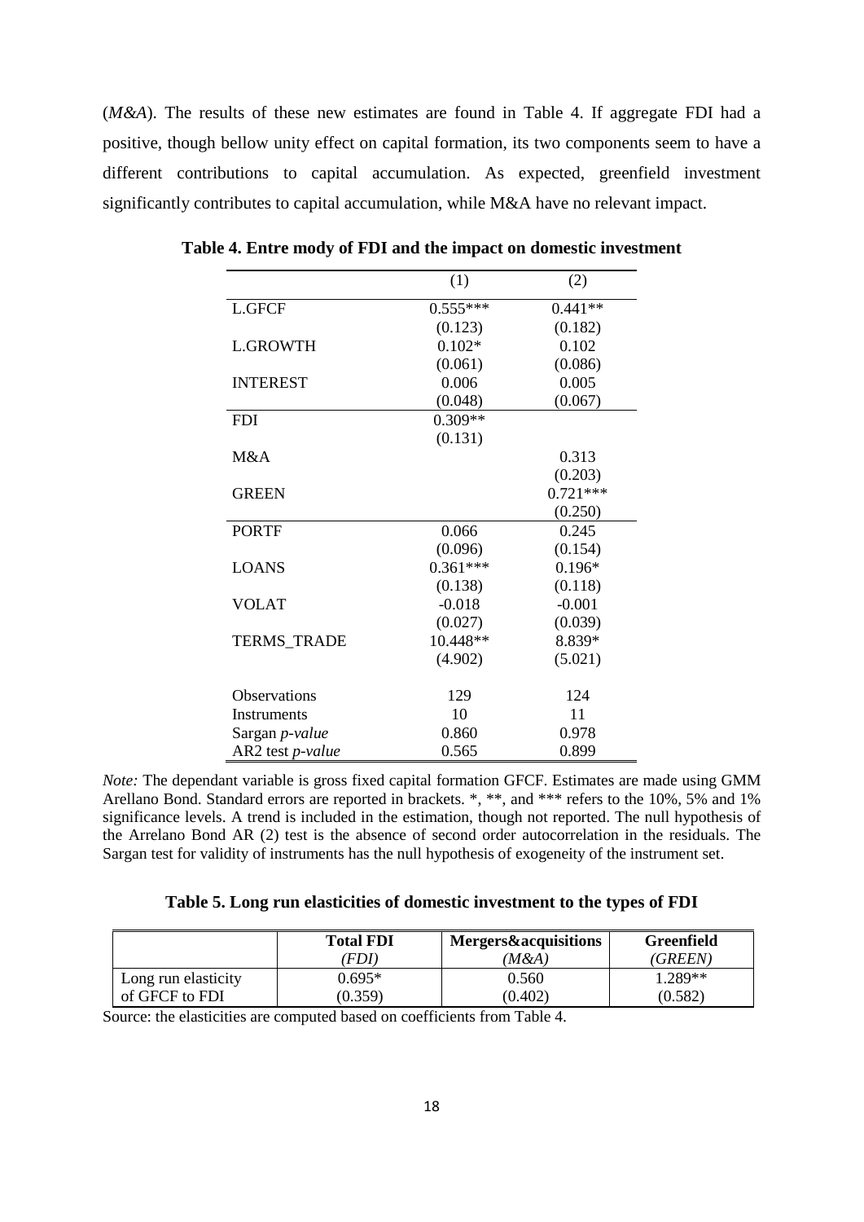(*M&A*). The results of these new estimates are found in Table 4. If aggregate FDI had a positive, though bellow unity effect on capital formation, its two components seem to have a different contributions to capital accumulation. As expected, greenfield investment significantly contributes to capital accumulation, while M&A have no relevant impact.

**Table 4. Entre mody of FDI and the impact on domestic investment**

| | (1) | (2) |
|---|---|---|
| L.GFCF | 0.555*** | 0.441** |
| | (0.123) | (0.182) |
| L.GROWTH | 0.102* | 0.102 |
| | (0.061) | (0.086) |
| INTEREST | 0.006 | 0.005 |
| | (0.048) | (0.067) |
| FDI | 0.309** | |
| | (0.131) | |
| M&A | | 0.313 |
| | | (0.203) |
| GREEN | | 0.721*** |
| | | (0.250) |
| PORTF | 0.066 | 0.245 |
| | (0.096) | (0.154) |
| LOANS | 0.361*** | 0.196* |
| | (0.138) | (0.118) |
| VOLAT | -0.018 | -0.001 |
| | (0.027) | (0.039) |
| TERMS_TRADE | 10.448** | 8.839* |
| | (4.902) | (5.021) |
| Observations | 129 | 124 |
| Instruments | 10 | 11 |
| Sargan *p-value* | 0.860 | 0.978 |
| AR2 test *p-value* | 0.565 | 0.899 |

*Note:* The dependant variable is gross fixed capital formation GFCF. Estimates are made using GMM Arellano Bond. Standard errors are reported in brackets. *, **, and *** refers to the 10%, 5% and 1% significance levels. A trend is included in the estimation, though not reported. The null hypothesis of the Arrelano Bond AR (2) test is the absence of second order autocorrelation in the residuals. The Sargan test for validity of instruments has the null hypothesis of exogeneity of the instrument set.

**Table 5. Long run elasticities of domestic investment to the types of FDI**

| | **Total FDI** *(FDI)* | **Mergers&acquisitions** *(M&A)* | **Greenfield** *(GREEN)* |
|---|---|---|---|
| Long run elasticity of GFCF to FDI | 0.695* (0.359) | 0.560 (0.402) | 1.289** (0.582) |

Source: the elasticities are computed based on coefficients from Table 4.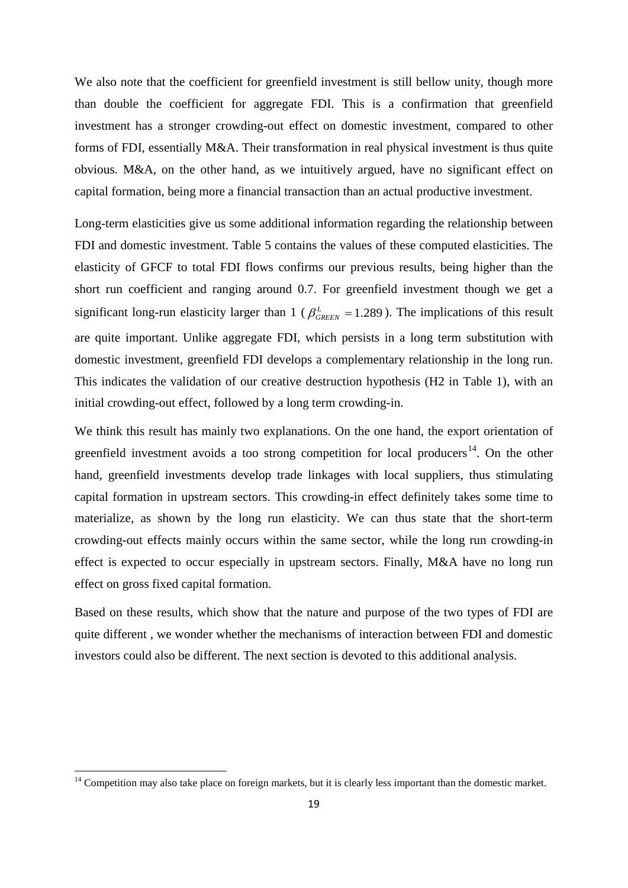We also note that the coefficient for greenfield investment is still bellow unity, though more than double the coefficient for aggregate FDI. This is a confirmation that greenfield investment has a stronger crowding-out effect on domestic investment, compared to other forms of FDI, essentially M&A. Their transformation in real physical investment is thus quite obvious. M&A, on the other hand, as we intuitively argued, have no significant effect on capital formation, being more a financial transaction than an actual productive investment.

Long-term elasticities give us some additional information regarding the relationship between FDI and domestic investment. Table 5 contains the values of these computed elasticities. The elasticity of GFCF to total FDI flows confirms our previous results, being higher than the short run coefficient and ranging around 0.7. For greenfield investment though we get a significant long-run elasticity larger than 1 ($\beta^{L}_{GREEN} = 1.289$). The implications of this result are quite important. Unlike aggregate FDI, which persists in a long term substitution with domestic investment, greenfield FDI develops a complementary relationship in the long run. This indicates the validation of our creative destruction hypothesis (H2 in Table 1), with an initial crowding-out effect, followed by a long term crowding-in.

We think this result has mainly two explanations. On the one hand, the export orientation of greenfield investment avoids a too strong competition for local producers[14]. On the other hand, greenfield investments develop trade linkages with local suppliers, thus stimulating capital formation in upstream sectors. This crowding-in effect definitely takes some time to materialize, as shown by the long run elasticity. We can thus state that the short-term crowding-out effects mainly occurs within the same sector, while the long run crowding-in effect is expected to occur especially in upstream sectors. Finally, M&A have no long run effect on gross fixed capital formation.

Based on these results, which show that the nature and purpose of the two types of FDI are quite different , we wonder whether the mechanisms of interaction between FDI and domestic investors could also be different. The next section is devoted to this additional analysis.

[14] Competition may also take place on foreign markets, but it is clearly less important than the domestic market.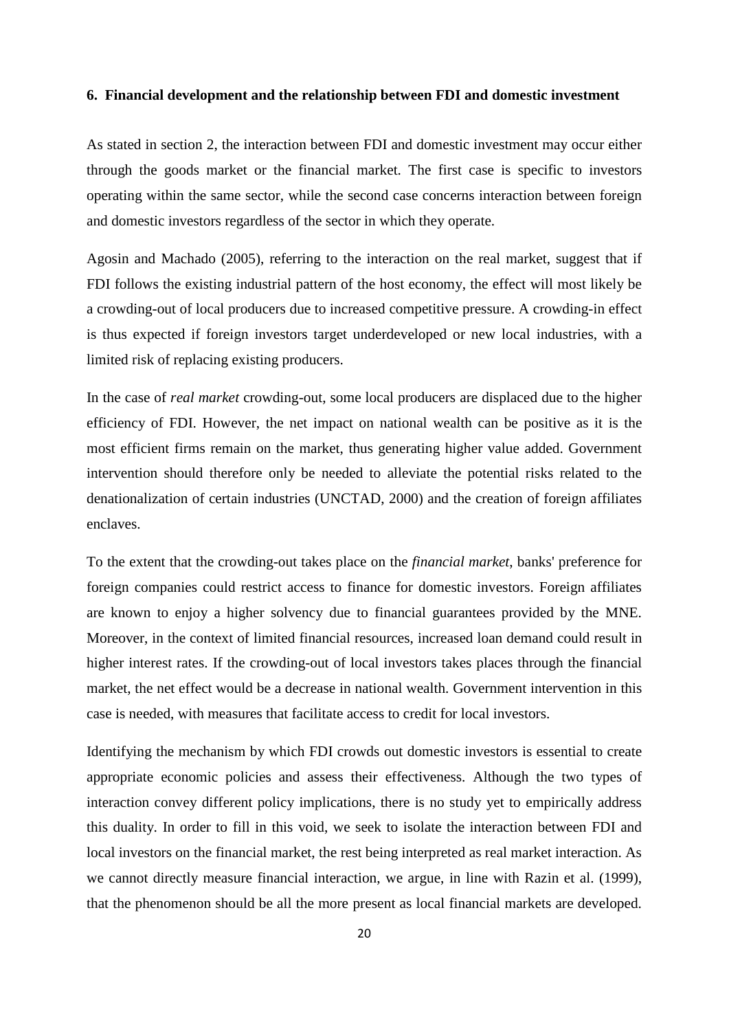## 6. Financial development and the relationship between FDI and domestic investment

As stated in section 2, the interaction between FDI and domestic investment may occur either through the goods market or the financial market. The first case is specific to investors operating within the same sector, while the second case concerns interaction between foreign and domestic investors regardless of the sector in which they operate.

Agosin and Machado (2005), referring to the interaction on the real market, suggest that if FDI follows the existing industrial pattern of the host economy, the effect will most likely be a crowding-out of local producers due to increased competitive pressure. A crowding-in effect is thus expected if foreign investors target underdeveloped or new local industries, with a limited risk of replacing existing producers.

In the case of *real market* crowding-out, some local producers are displaced due to the higher efficiency of FDI. However, the net impact on national wealth can be positive as it is the most efficient firms remain on the market, thus generating higher value added. Government intervention should therefore only be needed to alleviate the potential risks related to the denationalization of certain industries (UNCTAD, 2000) and the creation of foreign affiliates enclaves.

To the extent that the crowding-out takes place on the *financial market*, banks' preference for foreign companies could restrict access to finance for domestic investors. Foreign affiliates are known to enjoy a higher solvency due to financial guarantees provided by the MNE. Moreover, in the context of limited financial resources, increased loan demand could result in higher interest rates. If the crowding-out of local investors takes places through the financial market, the net effect would be a decrease in national wealth. Government intervention in this case is needed, with measures that facilitate access to credit for local investors.

Identifying the mechanism by which FDI crowds out domestic investors is essential to create appropriate economic policies and assess their effectiveness. Although the two types of interaction convey different policy implications, there is no study yet to empirically address this duality. In order to fill in this void, we seek to isolate the interaction between FDI and local investors on the financial market, the rest being interpreted as real market interaction. As we cannot directly measure financial interaction, we argue, in line with Razin et al. (1999), that the phenomenon should be all the more present as local financial markets are developed.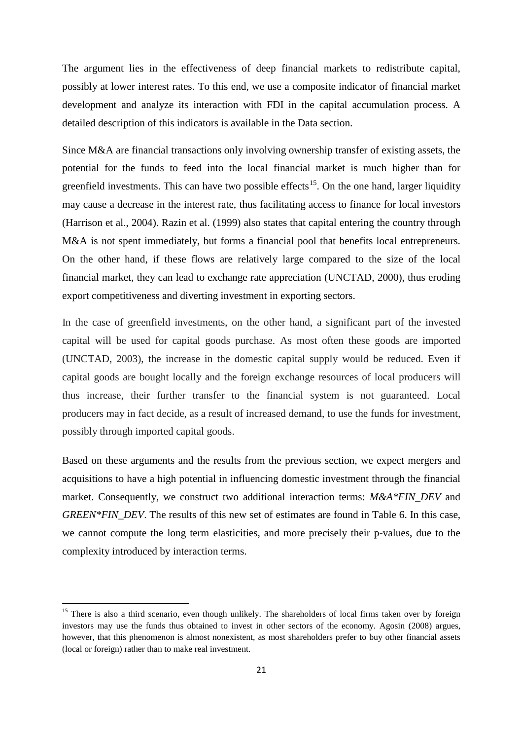The argument lies in the effectiveness of deep financial markets to redistribute capital, possibly at lower interest rates. To this end, we use a composite indicator of financial market development and analyze its interaction with FDI in the capital accumulation process. A detailed description of this indicators is available in the Data section.

Since M&A are financial transactions only involving ownership transfer of existing assets, the potential for the funds to feed into the local financial market is much higher than for greenfield investments. This can have two possible effects[15]. On the one hand, larger liquidity may cause a decrease in the interest rate, thus facilitating access to finance for local investors (Harrison et al., 2004). Razin et al. (1999) also states that capital entering the country through M&A is not spent immediately, but forms a financial pool that benefits local entrepreneurs. On the other hand, if these flows are relatively large compared to the size of the local financial market, they can lead to exchange rate appreciation (UNCTAD, 2000), thus eroding export competitiveness and diverting investment in exporting sectors.

In the case of greenfield investments, on the other hand, a significant part of the invested capital will be used for capital goods purchase. As most often these goods are imported (UNCTAD, 2003), the increase in the domestic capital supply would be reduced. Even if capital goods are bought locally and the foreign exchange resources of local producers will thus increase, their further transfer to the financial system is not guaranteed. Local producers may in fact decide, as a result of increased demand, to use the funds for investment, possibly through imported capital goods.

Based on these arguments and the results from the previous section, we expect mergers and acquisitions to have a high potential in influencing domestic investment through the financial market. Consequently, we construct two additional interaction terms: *M&A*FIN_DEV* and *GREEN*FIN_DEV*. The results of this new set of estimates are found in Table 6. In this case, we cannot compute the long term elasticities, and more precisely their p-values, due to the complexity introduced by interaction terms.

[15] There is also a third scenario, even though unlikely. The shareholders of local firms taken over by foreign investors may use the funds thus obtained to invest in other sectors of the economy. Agosin (2008) argues, however, that this phenomenon is almost nonexistent, as most shareholders prefer to buy other financial assets (local or foreign) rather than to make real investment.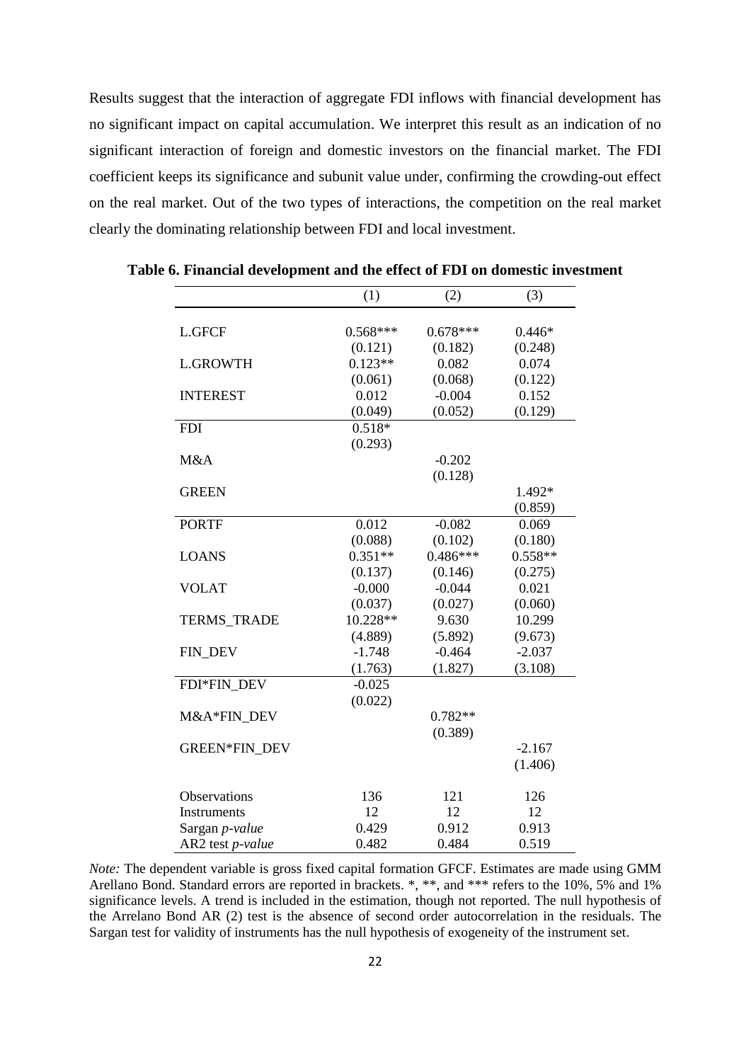Results suggest that the interaction of aggregate FDI inflows with financial development has no significant impact on capital accumulation. We interpret this result as an indication of no significant interaction of foreign and domestic investors on the financial market. The FDI coefficient keeps its significance and subunit value under, confirming the crowding-out effect on the real market. Out of the two types of interactions, the competition on the real market clearly the dominating relationship between FDI and local investment.

**Table 6. Financial development and the effect of FDI on domestic investment**

| | (1) | (2) | (3) |
|---|---|---|---|
| L.GFCF | 0.568*** | 0.678*** | 0.446* |
| | (0.121) | (0.182) | (0.248) |
| L.GROWTH | 0.123** | 0.082 | 0.074 |
| | (0.061) | (0.068) | (0.122) |
| INTEREST | 0.012 | -0.004 | 0.152 |
| | (0.049) | (0.052) | (0.129) |
| FDI | 0.518* | | |
| | (0.293) | | |
| M&A | | -0.202 | |
| | | (0.128) | |
| GREEN | | | 1.492* |
| | | | (0.859) |
| PORTF | 0.012 | -0.082 | 0.069 |
| | (0.088) | (0.102) | (0.180) |
| LOANS | 0.351** | 0.486*** | 0.558** |
| | (0.137) | (0.146) | (0.275) |
| VOLAT | -0.000 | -0.044 | 0.021 |
| | (0.037) | (0.027) | (0.060) |
| TERMS_TRADE | 10.228** | 9.630 | 10.299 |
| | (4.889) | (5.892) | (9.673) |
| FIN_DEV | -1.748 | -0.464 | -2.037 |
| | (1.763) | (1.827) | (3.108) |
| FDI*FIN_DEV | -0.025 | | |
| | (0.022) | | |
| M&A*FIN_DEV | | 0.782** | |
| | | (0.389) | |
| GREEN*FIN_DEV | | | -2.167 |
| | | | (1.406) |
| Observations | 136 | 121 | 126 |
| Instruments | 12 | 12 | 12 |
| Sargan *p-value* | 0.429 | 0.912 | 0.913 |
| AR2 test *p-value* | 0.482 | 0.484 | 0.519 |

*Note:* The dependent variable is gross fixed capital formation GFCF. Estimates are made using GMM Arellano Bond. Standard errors are reported in brackets. *, **, and *** refers to the 10%, 5% and 1% significance levels. A trend is included in the estimation, though not reported. The null hypothesis of the Arrelano Bond AR (2) test is the absence of second order autocorrelation in the residuals. The Sargan test for validity of instruments has the null hypothesis of exogeneity of the instrument set.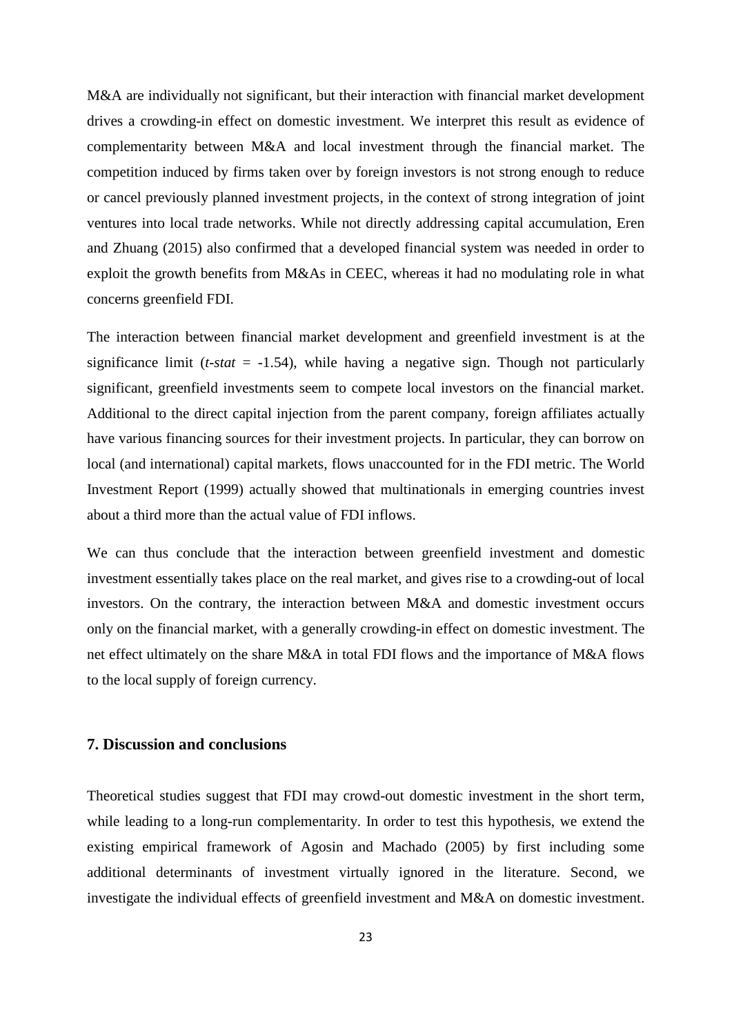M&A are individually not significant, but their interaction with financial market development drives a crowding-in effect on domestic investment. We interpret this result as evidence of complementarity between M&A and local investment through the financial market. The competition induced by firms taken over by foreign investors is not strong enough to reduce or cancel previously planned investment projects, in the context of strong integration of joint ventures into local trade networks. While not directly addressing capital accumulation, Eren and Zhuang (2015) also confirmed that a developed financial system was needed in order to exploit the growth benefits from M&As in CEEC, whereas it had no modulating role in what concerns greenfield FDI.

The interaction between financial market development and greenfield investment is at the significance limit (*t-stat* = -1.54), while having a negative sign. Though not particularly significant, greenfield investments seem to compete local investors on the financial market. Additional to the direct capital injection from the parent company, foreign affiliates actually have various financing sources for their investment projects. In particular, they can borrow on local (and international) capital markets, flows unaccounted for in the FDI metric. The World Investment Report (1999) actually showed that multinationals in emerging countries invest about a third more than the actual value of FDI inflows.

We can thus conclude that the interaction between greenfield investment and domestic investment essentially takes place on the real market, and gives rise to a crowding-out of local investors. On the contrary, the interaction between M&A and domestic investment occurs only on the financial market, with a generally crowding-in effect on domestic investment. The net effect ultimately on the share M&A in total FDI flows and the importance of M&A flows to the local supply of foreign currency.

## 7. Discussion and conclusions

Theoretical studies suggest that FDI may crowd-out domestic investment in the short term, while leading to a long-run complementarity. In order to test this hypothesis, we extend the existing empirical framework of Agosin and Machado (2005) by first including some additional determinants of investment virtually ignored in the literature. Second, we investigate the individual effects of greenfield investment and M&A on domestic investment.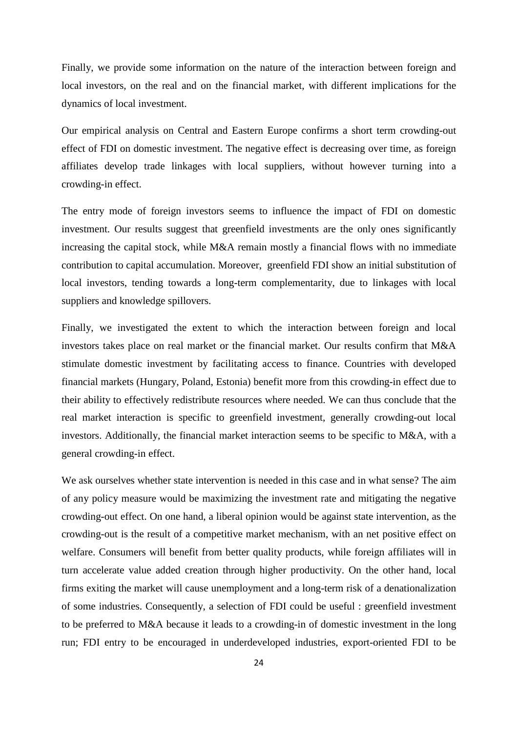Finally, we provide some information on the nature of the interaction between foreign and local investors, on the real and on the financial market, with different implications for the dynamics of local investment.

Our empirical analysis on Central and Eastern Europe confirms a short term crowding-out effect of FDI on domestic investment. The negative effect is decreasing over time, as foreign affiliates develop trade linkages with local suppliers, without however turning into a crowding-in effect.

The entry mode of foreign investors seems to influence the impact of FDI on domestic investment. Our results suggest that greenfield investments are the only ones significantly increasing the capital stock, while M&A remain mostly a financial flows with no immediate contribution to capital accumulation. Moreover, greenfield FDI show an initial substitution of local investors, tending towards a long-term complementarity, due to linkages with local suppliers and knowledge spillovers.

Finally, we investigated the extent to which the interaction between foreign and local investors takes place on real market or the financial market. Our results confirm that M&A stimulate domestic investment by facilitating access to finance. Countries with developed financial markets (Hungary, Poland, Estonia) benefit more from this crowding-in effect due to their ability to effectively redistribute resources where needed. We can thus conclude that the real market interaction is specific to greenfield investment, generally crowding-out local investors. Additionally, the financial market interaction seems to be specific to M&A, with a general crowding-in effect.

We ask ourselves whether state intervention is needed in this case and in what sense? The aim of any policy measure would be maximizing the investment rate and mitigating the negative crowding-out effect. On one hand, a liberal opinion would be against state intervention, as the crowding-out is the result of a competitive market mechanism, with an net positive effect on welfare. Consumers will benefit from better quality products, while foreign affiliates will in turn accelerate value added creation through higher productivity. On the other hand, local firms exiting the market will cause unemployment and a long-term risk of a denationalization of some industries. Consequently, a selection of FDI could be useful : greenfield investment to be preferred to M&A because it leads to a crowding-in of domestic investment in the long run; FDI entry to be encouraged in underdeveloped industries, export-oriented FDI to be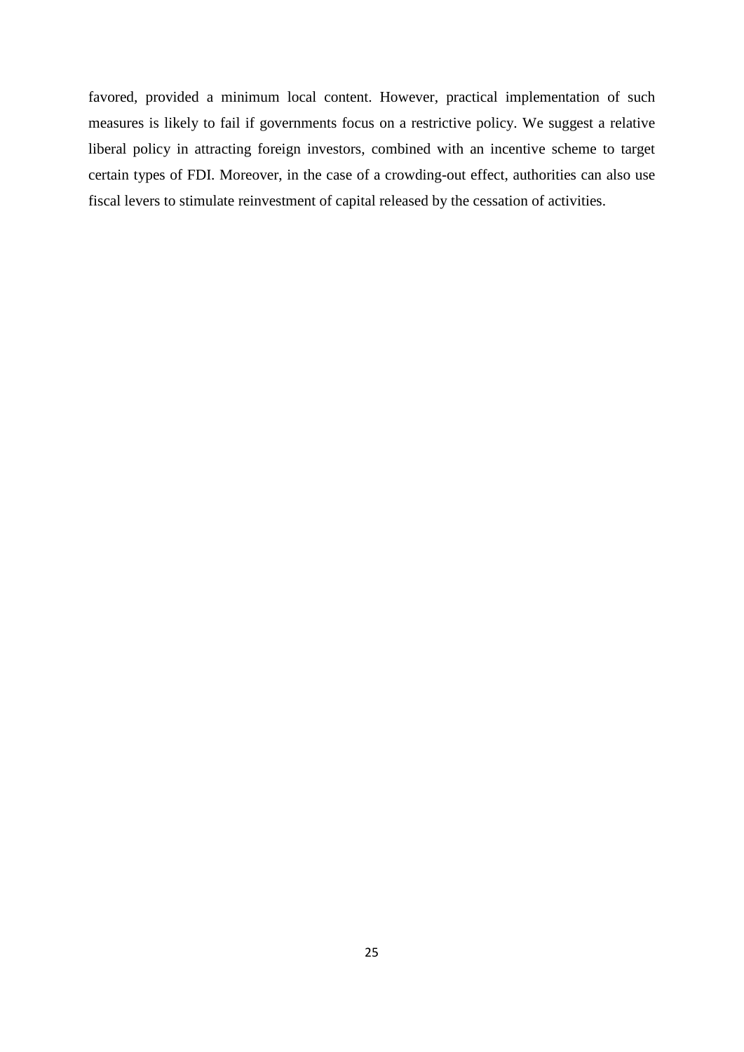favored, provided a minimum local content. However, practical implementation of such measures is likely to fail if governments focus on a restrictive policy. We suggest a relative liberal policy in attracting foreign investors, combined with an incentive scheme to target certain types of FDI. Moreover, in the case of a crowding-out effect, authorities can also use fiscal levers to stimulate reinvestment of capital released by the cessation of activities.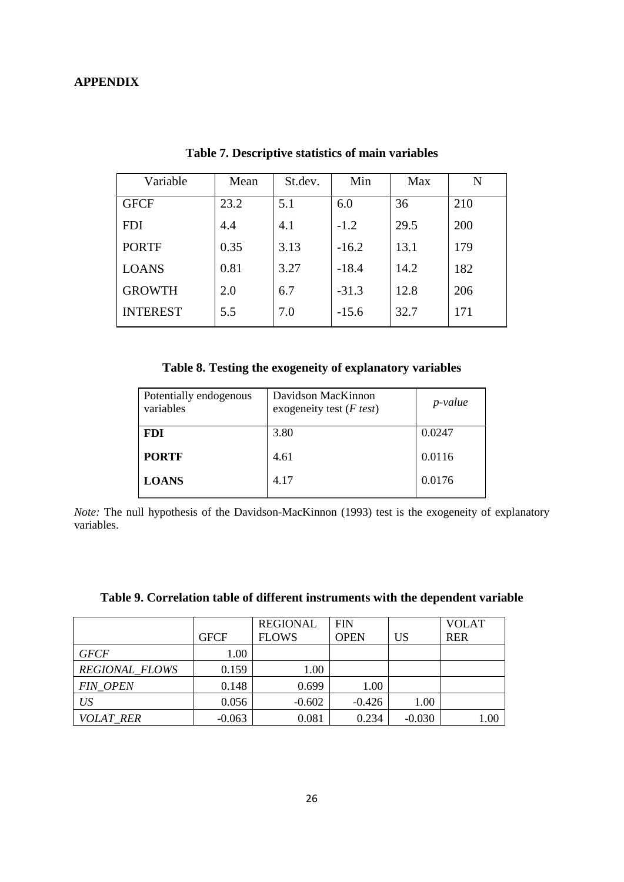## APPENDIX

**Table 7. Descriptive statistics of main variables**

| Variable | Mean | St.dev. | Min | Max | N |
|---|---|---|---|---|---|
| GFCF | 23.2 | 5.1 | 6.0 | 36 | 210 |
| FDI | 4.4 | 4.1 | -1.2 | 29.5 | 200 |
| PORTF | 0.35 | 3.13 | -16.2 | 13.1 | 179 |
| LOANS | 0.81 | 3.27 | -18.4 | 14.2 | 182 |
| GROWTH | 2.0 | 6.7 | -31.3 | 12.8 | 206 |
| INTEREST | 5.5 | 7.0 | -15.6 | 32.7 | 171 |

**Table 8. Testing the exogeneity of explanatory variables**

| Potentially endogenous variables | Davidson MacKinnon exogeneity test (*F test*) | *p-value* |
|---|---|---|
| **FDI** | 3.80 | 0.0247 |
| **PORTF** | 4.61 | 0.0116 |
| **LOANS** | 4.17 | 0.0176 |

*Note:* The null hypothesis of the Davidson-MacKinnon (1993) test is the exogeneity of explanatory variables.

**Table 9. Correlation table of different instruments with the dependent variable**

| | GFCF | REGIONAL FLOWS | FIN OPEN | US | VOLAT RER |
|---|---|---|---|---|---|
| *GFCF* | 1.00 | | | | |
| *REGIONAL_FLOWS* | 0.159 | 1.00 | | | |
| *FIN_OPEN* | 0.148 | 0.699 | 1.00 | | |
| *US* | 0.056 | -0.602 | -0.426 | 1.00 | |
| *VOLAT_RER* | -0.063 | 0.081 | 0.234 | -0.030 | 1.00 |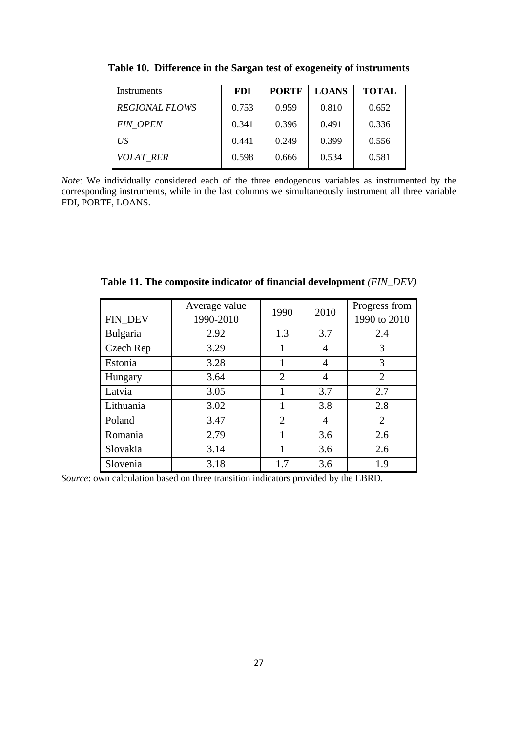**Table 10. Difference in the Sargan test of exogeneity of instruments**

| Instruments | FDI | PORTF | LOANS | TOTAL |
|---|---|---|---|---|
| *REGIONAL FLOWS* | 0.753 | 0.959 | 0.810 | 0.652 |
| *FIN_OPEN* | 0.341 | 0.396 | 0.491 | 0.336 |
| *US* | 0.441 | 0.249 | 0.399 | 0.556 |
| *VOLAT_RER* | 0.598 | 0.666 | 0.534 | 0.581 |

*Note*: We individually considered each of the three endogenous variables as instrumented by the corresponding instruments, while in the last columns we simultaneously instrument all three variable FDI, PORTF, LOANS.

**Table 11. The composite indicator of financial development** *(FIN_DEV)*

| FIN_DEV | Average value 1990-2010 | 1990 | 2010 | Progress from 1990 to 2010 |
|---|---|---|---|---|
| Bulgaria | 2.92 | 1.3 | 3.7 | 2.4 |
| Czech Rep | 3.29 | 1 | 4 | 3 |
| Estonia | 3.28 | 1 | 4 | 3 |
| Hungary | 3.64 | 2 | 4 | 2 |
| Latvia | 3.05 | 1 | 3.7 | 2.7 |
| Lithuania | 3.02 | 1 | 3.8 | 2.8 |
| Poland | 3.47 | 2 | 4 | 2 |
| Romania | 2.79 | 1 | 3.6 | 2.6 |
| Slovakia | 3.14 | 1 | 3.6 | 2.6 |
| Slovenia | 3.18 | 1.7 | 3.6 | 1.9 |

*Source*: own calculation based on three transition indicators provided by the EBRD.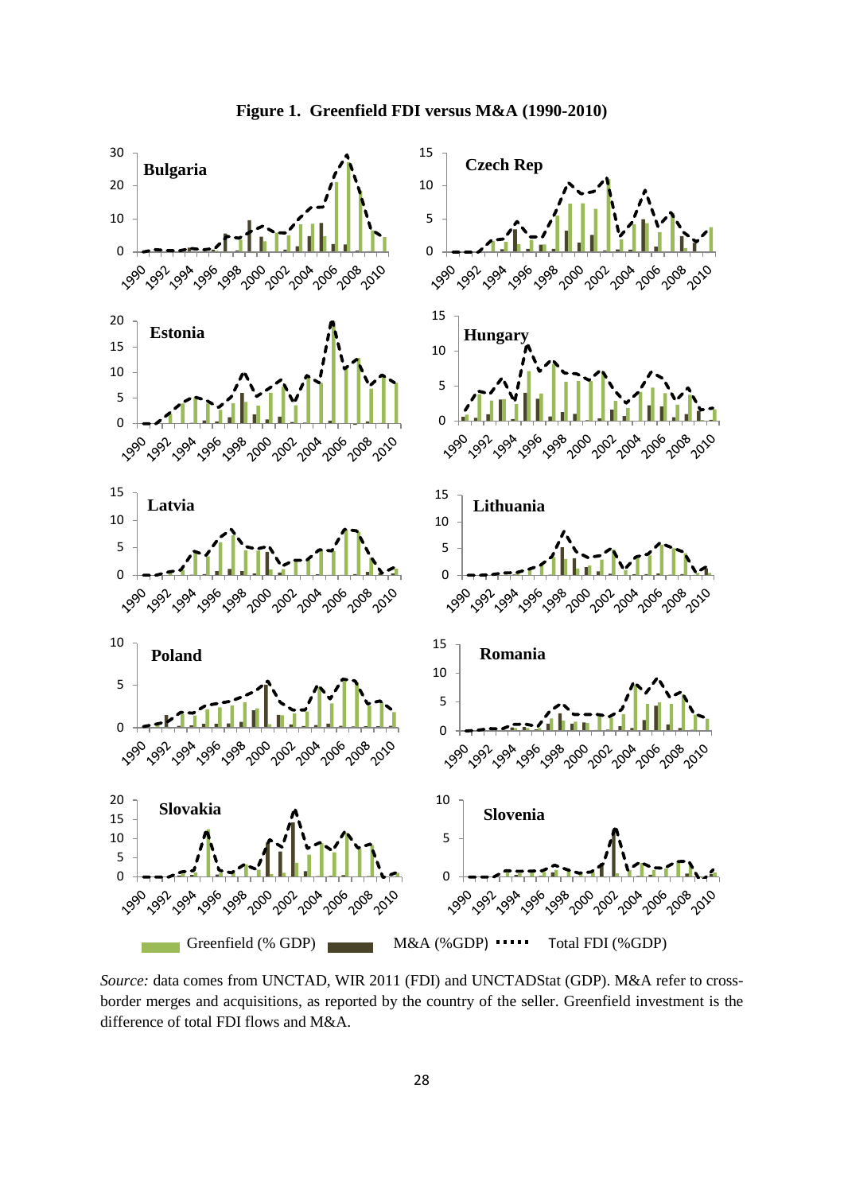**Figure 1. Greenfield FDI versus M&A (1990-2010)**

*Source:* data comes from UNCTAD, WIR 2011 (FDI) and UNCTADStat (GDP). M&A refer to cross-border merges and acquisitions, as reported by the country of the seller. Greenfield investment is the difference of total FDI flows and M&A.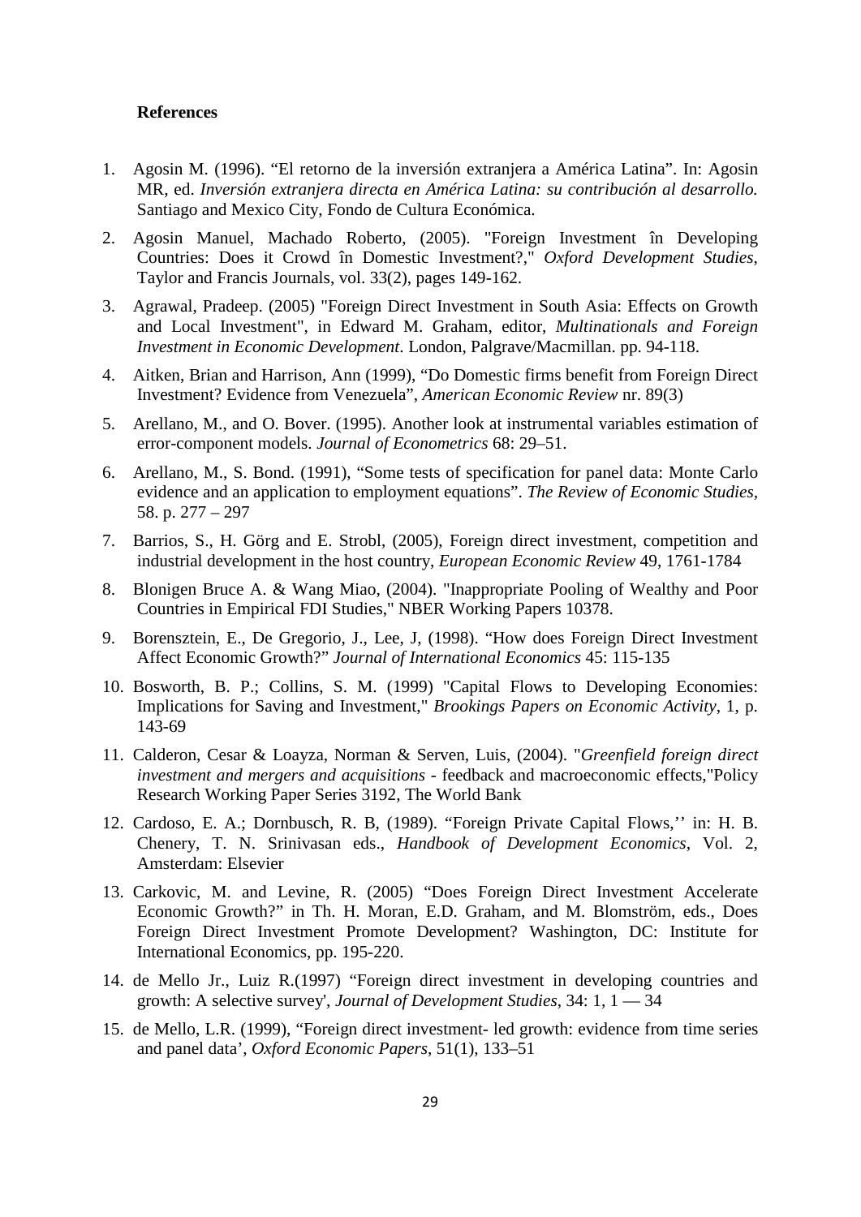**References**

1. Agosin M. (1996). “El retorno de la inversión extranjera a América Latina”. In: Agosin MR, ed. *Inversión extranjera directa en América Latina: su contribución al desarrollo.* Santiago and Mexico City, Fondo de Cultura Económica.

2. Agosin Manuel, Machado Roberto, (2005). "Foreign Investment în Developing Countries: Does it Crowd în Domestic Investment?," *Oxford Development Studies*, Taylor and Francis Journals, vol. 33(2), pages 149-162.

3. Agrawal, Pradeep. (2005) "Foreign Direct Investment in South Asia: Effects on Growth and Local Investment", in Edward M. Graham, editor, *Multinationals and Foreign Investment in Economic Development*. London, Palgrave/Macmillan. pp. 94-118.

4. Aitken, Brian and Harrison, Ann (1999), “Do Domestic firms benefit from Foreign Direct Investment? Evidence from Venezuela”, *American Economic Review* nr. 89(3)

5. Arellano, M., and O. Bover. (1995). Another look at instrumental variables estimation of error-component models. *Journal of Econometrics* 68: 29–51.

6. Arellano, M., S. Bond. (1991), “Some tests of specification for panel data: Monte Carlo evidence and an application to employment equations”. *The Review of Economic Studies*, 58. p. 277 – 297

7. Barrios, S., H. Görg and E. Strobl, (2005), Foreign direct investment, competition and industrial development in the host country, *European Economic Review* 49, 1761-1784

8. Blonigen Bruce A. & Wang Miao, (2004). "Inappropriate Pooling of Wealthy and Poor Countries in Empirical FDI Studies," NBER Working Papers 10378.

9. Borensztein, E., De Gregorio, J., Lee, J, (1998). “How does Foreign Direct Investment Affect Economic Growth?” *Journal of International Economics* 45: 115-135

10. Bosworth, B. P.; Collins, S. M. (1999) "Capital Flows to Developing Economies: Implications for Saving and Investment," *Brookings Papers on Economic Activity*, 1, p. 143-69

11. Calderon, Cesar & Loayza, Norman & Serven, Luis, (2004). "*Greenfield foreign direct investment and mergers and acquisitions* - feedback and macroeconomic effects,"Policy Research Working Paper Series 3192, The World Bank

12. Cardoso, E. A.; Dornbusch, R. B, (1989). “Foreign Private Capital Flows,’’ in: H. B. Chenery, T. N. Srinivasan eds., *Handbook of Development Economics*, Vol. 2, Amsterdam: Elsevier

13. Carkovic, M. and Levine, R. (2005) “Does Foreign Direct Investment Accelerate Economic Growth?” in Th. H. Moran, E.D. Graham, and M. Blomström, eds., Does Foreign Direct Investment Promote Development? Washington, DC: Institute for International Economics, pp. 195-220.

14. de Mello Jr., Luiz R.(1997) “Foreign direct investment in developing countries and growth: A selective survey', *Journal of Development Studies*, 34: 1, 1 — 34

15. de Mello, L.R. (1999), “Foreign direct investment- led growth: evidence from time series and panel data’, *Oxford Economic Papers*, 51(1), 133–51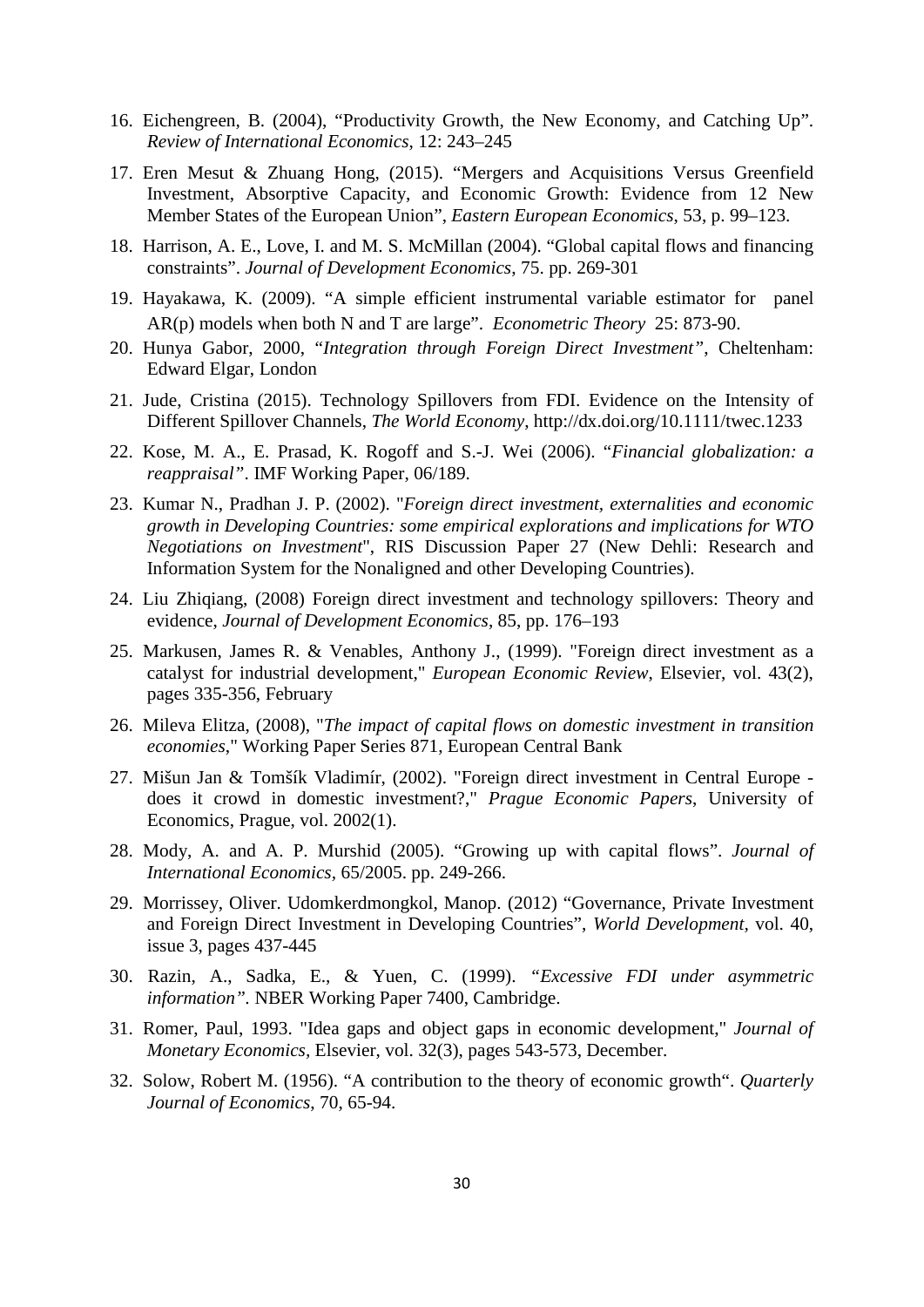16. Eichengreen, B. (2004), "Productivity Growth, the New Economy, and Catching Up". *Review of International Economics*, 12: 243–245

17. Eren Mesut & Zhuang Hong, (2015). "Mergers and Acquisitions Versus Greenfield Investment, Absorptive Capacity, and Economic Growth: Evidence from 12 New Member States of the European Union", *Eastern European Economics*, 53, p. 99–123.

18. Harrison, A. E., Love, I. and M. S. McMillan (2004). "Global capital flows and financing constraints". *Journal of Development Economics*, 75. pp. 269-301

19. Hayakawa, K. (2009). "A simple efficient instrumental variable estimator for panel AR(p) models when both N and T are large". *Econometric Theory* 25: 873-90.

20. Hunya Gabor, 2000, "*Integration through Foreign Direct Investment"*, Cheltenham: Edward Elgar, London

21. Jude, Cristina (2015). Technology Spillovers from FDI. Evidence on the Intensity of Different Spillover Channels, *The World Economy*, http://dx.doi.org/10.1111/twec.1233

22. Kose, M. A., E. Prasad, K. Rogoff and S.-J. Wei (2006). "*Financial globalization: a reappraisal"*. IMF Working Paper, 06/189.

23. Kumar N., Pradhan J. P. (2002). "*Foreign direct investment, externalities and economic growth in Developing Countries: some empirical explorations and implications for WTO Negotiations on Investment*", RIS Discussion Paper 27 (New Dehli: Research and Information System for the Nonaligned and other Developing Countries).

24. Liu Zhiqiang, (2008) Foreign direct investment and technology spillovers: Theory and evidence, *Journal of Development Economics*, 85, pp. 176–193

25. Markusen, James R. & Venables, Anthony J., (1999). "Foreign direct investment as a catalyst for industrial development," *European Economic Review*, Elsevier, vol. 43(2), pages 335-356, February

26. Mileva Elitza, (2008), "*The impact of capital flows on domestic investment in transition economies*," Working Paper Series 871, European Central Bank

27. Mišun Jan & Tomšík Vladimír, (2002). "Foreign direct investment in Central Europe - does it crowd in domestic investment?," *Prague Economic Papers*, University of Economics, Prague, vol. 2002(1).

28. Mody, A. and A. P. Murshid (2005). "Growing up with capital flows". *Journal of International Economics*, 65/2005. pp. 249-266.

29. Morrissey, Oliver. Udomkerdmongkol, Manop. (2012) "Governance, Private Investment and Foreign Direct Investment in Developing Countries", *World Development*, vol. 40, issue 3, pages 437-445

30. Razin, A., Sadka, E., & Yuen, C. (1999). *"Excessive FDI under asymmetric information"*. NBER Working Paper 7400, Cambridge.

31. Romer, Paul, 1993. "Idea gaps and object gaps in economic development," *Journal of Monetary Economics*, Elsevier, vol. 32(3), pages 543-573, December.

32. Solow, Robert M. (1956). "A contribution to the theory of economic growth". *Quarterly Journal of Economics*, 70, 65-94.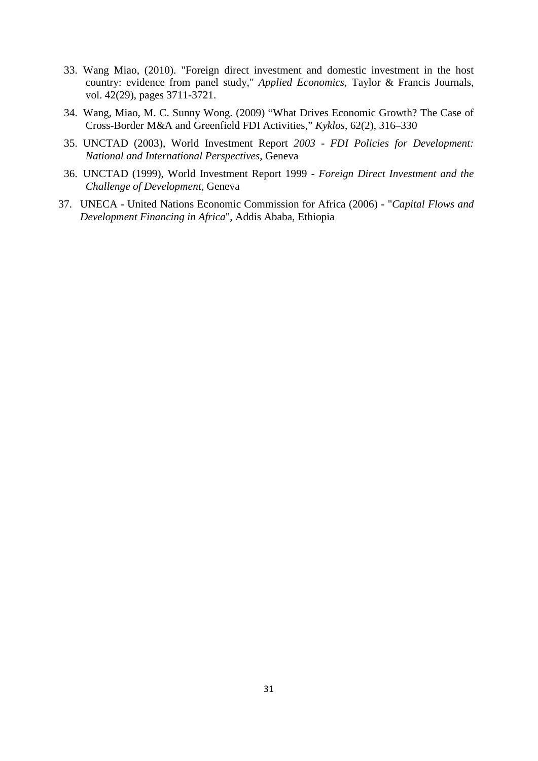33. Wang Miao, (2010). "Foreign direct investment and domestic investment in the host country: evidence from panel study," *Applied Economics*, Taylor & Francis Journals, vol. 42(29), pages 3711-3721.
34. Wang, Miao, M. C. Sunny Wong. (2009) "What Drives Economic Growth? The Case of Cross-Border M&A and Greenfield FDI Activities," *Kyklos*, 62(2), 316–330
35. UNCTAD (2003), World Investment Report *2003 - FDI Policies for Development: National and International Perspectives*, Geneva
36. UNCTAD (1999), World Investment Report 1999 - *Foreign Direct Investment and the Challenge of Development*, Geneva
37. UNECA - United Nations Economic Commission for Africa (2006) - "*Capital Flows and Development Financing in Africa*", Addis Ababa, Ethiopia